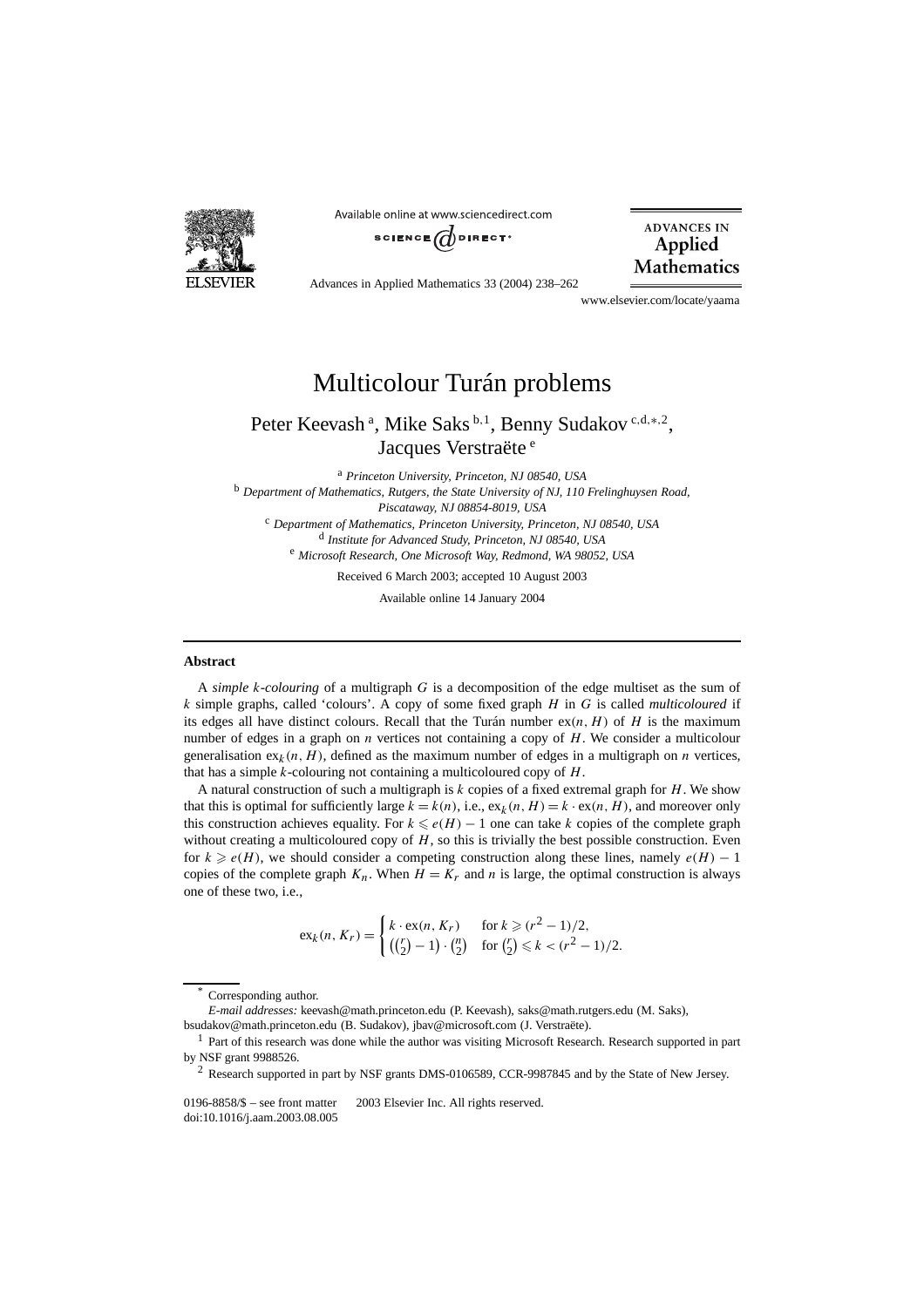# Multicolour Turán problems

Peter Keevash [a], Mike Saks [b,1], Benny Sudakov [c,d,*,2], Jacques Verstraëte [e]

[a] *Princeton University, Princeton, NJ 08540, USA*
[b] *Department of Mathematics, Rutgers, the State University of NJ, 110 Frelinghuysen Road, Piscataway, NJ 08854-8019, USA*
[c] *Department of Mathematics, Princeton University, Princeton, NJ 08540, USA*
[d] *Institute for Advanced Study, Princeton, NJ 08540, USA*
[e] *Microsoft Research, One Microsoft Way, Redmond, WA 98052, USA*

Received 6 March 2003; accepted 10 August 2003

Available online 14 January 2004

## Abstract

A *simple k-colouring* of a multigraph $G$ is a decomposition of the edge multiset as the sum of $k$ simple graphs, called 'colours'. A copy of some fixed graph $H$ in $G$ is called *multicoloured* if its edges all have distinct colours. Recall that the Turán number $\mathrm{ex}(n, H)$ of $H$ is the maximum number of edges in a graph on $n$ vertices not containing a copy of $H$. We consider a multicolour generalisation $\mathrm{ex}_k(n, H)$, defined as the maximum number of edges in a multigraph on $n$ vertices, that has a simple $k$-colouring not containing a multicoloured copy of $H$.

A natural construction of such a multigraph is $k$ copies of a fixed extremal graph for $H$. We show that this is optimal for sufficiently large $k = k(n)$, i.e., $\mathrm{ex}_k(n, H) = k \cdot \mathrm{ex}(n, H)$, and moreover only this construction achieves equality. For $k \leqslant e(H) - 1$ one can take $k$ copies of the complete graph without creating a multicoloured copy of $H$, so this is trivially the best possible construction. Even for $k \geqslant e(H)$, we should consider a competing construction along these lines, namely $e(H) - 1$ copies of the complete graph $K_n$. When $H = K_r$ and $n$ is large, the optimal construction is always one of these two, i.e.,

$$\mathrm{ex}_k(n, K_r) = \begin{cases} k \cdot \mathrm{ex}(n, K_r) & \text{for } k \geqslant (r^2 - 1)/2, \\ \left(\binom{r}{2} - 1\right) \cdot \binom{n}{2} & \text{for } \binom{r}{2} \leqslant k < (r^2 - 1)/2. \end{cases}$$

---

* Corresponding author.

*E-mail addresses:* keevash@math.princeton.edu (P. Keevash), saks@math.rutgers.edu (M. Saks), bsudakov@math.princeton.edu (B. Sudakov), jbav@microsoft.com (J. Verstraëte).

[1] Part of this research was done while the author was visiting Microsoft Research. Research supported in part by NSF grant 9988526.

[2] Research supported in part by NSF grants DMS-0106589, CCR-9987845 and by the State of New Jersey.

0196-8858/$ – see front matter © 2003 Elsevier Inc. All rights reserved.
doi:10.1016/j.aam.2003.08.005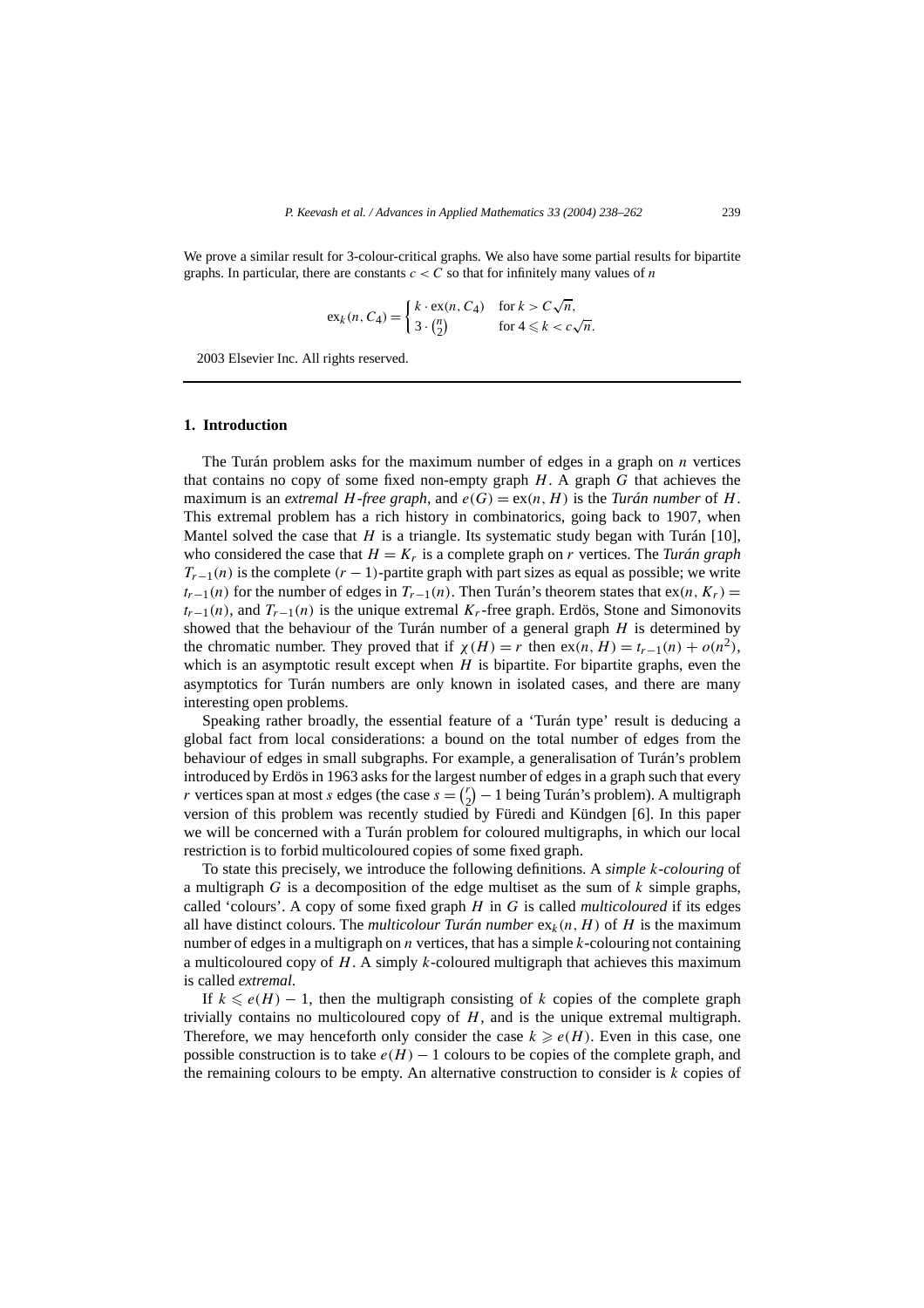We prove a similar result for 3-colour-critical graphs. We also have some partial results for bipartite graphs. In particular, there are constants $c < C$ so that for infinitely many values of $n$

$$\mathrm{ex}_k(n, C_4) = \begin{cases} k \cdot \mathrm{ex}(n, C_4) & \text{for } k > C\sqrt{n}, \\ 3 \cdot \binom{n}{2} & \text{for } 4 \leqslant k < c\sqrt{n}. \end{cases}$$

2003 Elsevier Inc. All rights reserved.

## 1. Introduction

The Turán problem asks for the maximum number of edges in a graph on $n$ vertices that contains no copy of some fixed non-empty graph $H$. A graph $G$ that achieves the maximum is an *extremal $H$-free graph*, and $e(G) = \mathrm{ex}(n, H)$ is the *Turán number* of $H$. This extremal problem has a rich history in combinatorics, going back to 1907, when Mantel solved the case that $H$ is a triangle. Its systematic study began with Turán [10], who considered the case that $H = K_r$ is a complete graph on $r$ vertices. The *Turán graph* $T_{r-1}(n)$ is the complete $(r-1)$-partite graph with part sizes as equal as possible; we write $t_{r-1}(n)$ for the number of edges in $T_{r-1}(n)$. Then Turán's theorem states that $\mathrm{ex}(n, K_r) = t_{r-1}(n)$, and $T_{r-1}(n)$ is the unique extremal $K_r$-free graph. Erdös, Stone and Simonovits showed that the behaviour of the Turán number of a general graph $H$ is determined by the chromatic number. They proved that if $\chi(H) = r$ then $\mathrm{ex}(n, H) = t_{r-1}(n) + o(n^2)$, which is an asymptotic result except when $H$ is bipartite. For bipartite graphs, even the asymptotics for Turán numbers are only known in isolated cases, and there are many interesting open problems.

Speaking rather broadly, the essential feature of a 'Turán type' result is deducing a global fact from local considerations: a bound on the total number of edges from the behaviour of edges in small subgraphs. For example, a generalisation of Turán's problem introduced by Erdös in 1963 asks for the largest number of edges in a graph such that every $r$ vertices span at most $s$ edges (the case $s = \binom{r}{2} - 1$ being Turán's problem). A multigraph version of this problem was recently studied by Füredi and Kündgen [6]. In this paper we will be concerned with a Turán problem for coloured multigraphs, in which our local restriction is to forbid multicoloured copies of some fixed graph.

To state this precisely, we introduce the following definitions. A *simple $k$-colouring* of a multigraph $G$ is a decomposition of the edge multiset as the sum of $k$ simple graphs, called 'colours'. A copy of some fixed graph $H$ in $G$ is called *multicoloured* if its edges all have distinct colours. The *multicolour Turán number* $\mathrm{ex}_k(n, H)$ of $H$ is the maximum number of edges in a multigraph on $n$ vertices, that has a simple $k$-colouring not containing a multicoloured copy of $H$. A simply $k$-coloured multigraph that achieves this maximum is called *extremal*.

If $k \leqslant e(H) - 1$, then the multigraph consisting of $k$ copies of the complete graph trivially contains no multicoloured copy of $H$, and is the unique extremal multigraph. Therefore, we may henceforth only consider the case $k \geqslant e(H)$. Even in this case, one possible construction is to take $e(H) - 1$ colours to be copies of the complete graph, and the remaining colours to be empty. An alternative construction to consider is $k$ copies of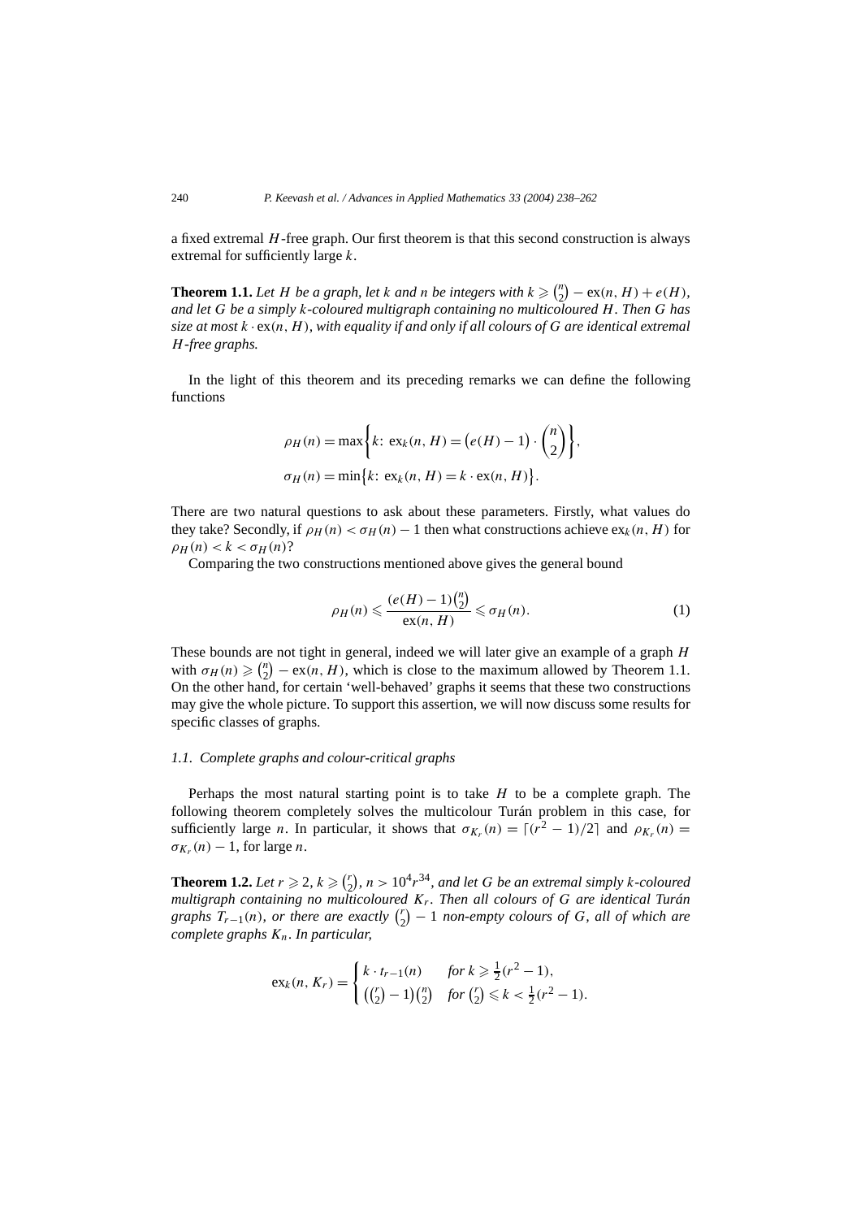a fixed extremal $H$-free graph. Our first theorem is that this second construction is always extremal for sufficiently large $k$.

**Theorem 1.1.** *Let $H$ be a graph, let $k$ and $n$ be integers with $k \geqslant \binom{n}{2} - \mathrm{ex}(n, H) + e(H)$, and let $G$ be a simply $k$-coloured multigraph containing no multicoloured $H$. Then $G$ has size at most $k \cdot \mathrm{ex}(n, H)$, with equality if and only if all colours of $G$ are identical extremal $H$-free graphs.*

In the light of this theorem and its preceding remarks we can define the following functions

$$\rho_H(n) = \max\left\{k \colon \mathrm{ex}_k(n, H) = \big(e(H) - 1\big) \cdot \binom{n}{2}\right\},$$

$$\sigma_H(n) = \min\big\{k \colon \mathrm{ex}_k(n, H) = k \cdot \mathrm{ex}(n, H)\big\}.$$

There are two natural questions to ask about these parameters. Firstly, what values do they take? Secondly, if $\rho_H(n) < \sigma_H(n) - 1$ then what constructions achieve $\mathrm{ex}_k(n, H)$ for $\rho_H(n) < k < \sigma_H(n)$?

Comparing the two constructions mentioned above gives the general bound

$$\rho_H(n) \leqslant \frac{(e(H) - 1)\binom{n}{2}}{\mathrm{ex}(n, H)} \leqslant \sigma_H(n). \tag{1}$$

These bounds are not tight in general, indeed we will later give an example of a graph $H$ with $\sigma_H(n) \geqslant \binom{n}{2} - \mathrm{ex}(n, H)$, which is close to the maximum allowed by Theorem 1.1. On the other hand, for certain 'well-behaved' graphs it seems that these two constructions may give the whole picture. To support this assertion, we will now discuss some results for specific classes of graphs.

### *1.1. Complete graphs and colour-critical graphs*

Perhaps the most natural starting point is to take $H$ to be a complete graph. The following theorem completely solves the multicolour Turán problem in this case, for sufficiently large $n$. In particular, it shows that $\sigma_{K_r}(n) = \lceil (r^2 - 1)/2 \rceil$ and $\rho_{K_r}(n) = \sigma_{K_r}(n) - 1$, for large $n$.

**Theorem 1.2.** *Let $r \geqslant 2$, $k \geqslant \binom{r}{2}$, $n > 10^4 r^{34}$, and let $G$ be an extremal simply $k$-coloured multigraph containing no multicoloured $K_r$. Then all colours of $G$ are identical Turán graphs $T_{r-1}(n)$, or there are exactly $\binom{r}{2} - 1$ non-empty colours of $G$, all of which are complete graphs $K_n$. In particular,*

$$\mathrm{ex}_k(n, K_r) = \begin{cases} k \cdot t_{r-1}(n) & \text{for } k \geqslant \frac{1}{2}(r^2 - 1), \\ \left(\binom{r}{2} - 1\right)\binom{n}{2} & \text{for } \binom{r}{2} \leqslant k < \frac{1}{2}(r^2 - 1). \end{cases}$$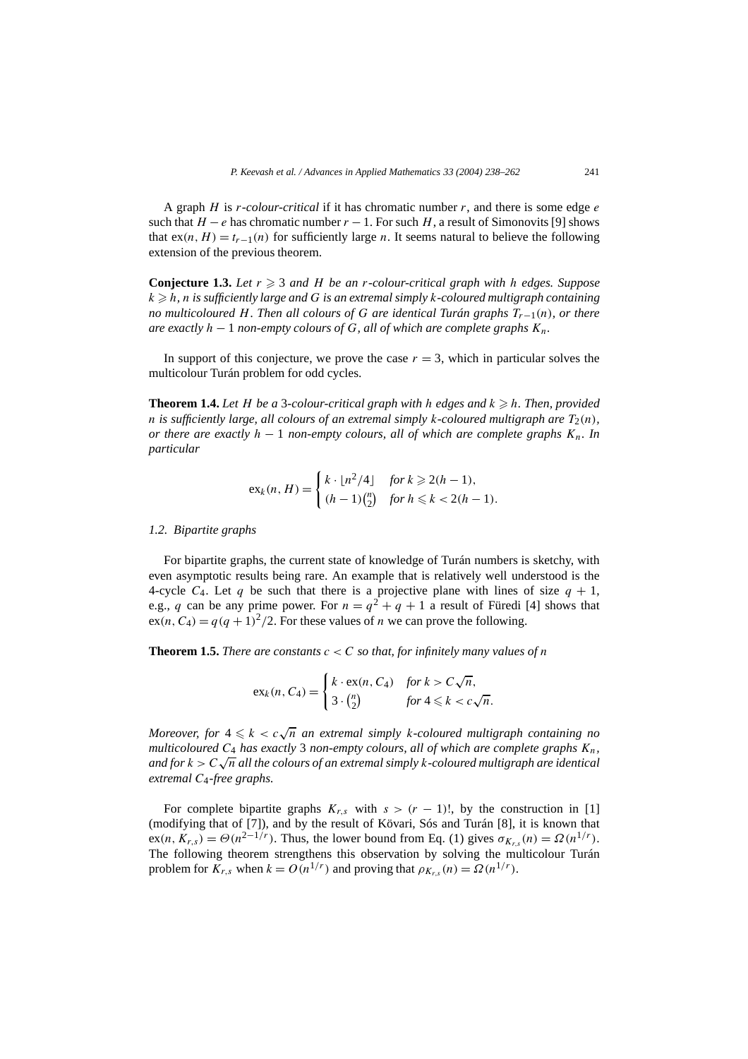A graph $H$ is *$r$-colour-critical* if it has chromatic number $r$, and there is some edge $e$ such that $H - e$ has chromatic number $r - 1$. For such $H$, a result of Simonovits [9] shows that $\mathrm{ex}(n, H) = t_{r-1}(n)$ for sufficiently large $n$. It seems natural to believe the following extension of the previous theorem.

**Conjecture 1.3.** *Let $r \geqslant 3$ and $H$ be an $r$-colour-critical graph with $h$ edges. Suppose $k \geqslant h$, $n$ is sufficiently large and $G$ is an extremal simply $k$-coloured multigraph containing no multicoloured $H$. Then all colours of $G$ are identical Turán graphs $T_{r-1}(n)$, or there are exactly $h - 1$ non-empty colours of $G$, all of which are complete graphs $K_n$.*

In support of this conjecture, we prove the case $r = 3$, which in particular solves the multicolour Turán problem for odd cycles.

**Theorem 1.4.** *Let $H$ be a 3-colour-critical graph with $h$ edges and $k \geqslant h$. Then, provided $n$ is sufficiently large, all colours of an extremal simply $k$-coloured multigraph are $T_2(n)$, or there are exactly $h - 1$ non-empty colours, all of which are complete graphs $K_n$. In particular*

$$\mathrm{ex}_k(n, H) = \begin{cases} k \cdot \lfloor n^2/4 \rfloor & \text{for } k \geqslant 2(h-1), \\ (h-1)\binom{n}{2} & \text{for } h \leqslant k < 2(h-1). \end{cases}$$

### *1.2. Bipartite graphs*

For bipartite graphs, the current state of knowledge of Turán numbers is sketchy, with even asymptotic results being rare. An example that is relatively well understood is the 4-cycle $C_4$. Let $q$ be such that there is a projective plane with lines of size $q + 1$, e.g., $q$ can be any prime power. For $n = q^2 + q + 1$ a result of Füredi [4] shows that $\mathrm{ex}(n, C_4) = q(q + 1)^2/2$. For these values of $n$ we can prove the following.

**Theorem 1.5.** *There are constants $c < C$ so that, for infinitely many values of $n$*

$$\mathrm{ex}_k(n, C_4) = \begin{cases} k \cdot \mathrm{ex}(n, C_4) & \text{for } k > C\sqrt{n}, \\ 3 \cdot \binom{n}{2} & \text{for } 4 \leqslant k < c\sqrt{n}. \end{cases}$$

*Moreover, for $4 \leqslant k < c\sqrt{n}$ an extremal simply $k$-coloured multigraph containing no multicoloured $C_4$ has exactly 3 non-empty colours, all of which are complete graphs $K_n$, and for $k > C\sqrt{n}$ all the colours of an extremal simply $k$-coloured multigraph are identical extremal $C_4$-free graphs.*

For complete bipartite graphs $K_{r,s}$ with $s > (r - 1)!$, by the construction in [1] (modifying that of [7]), and by the result of Kövari, Sós and Turán [8], it is known that $\mathrm{ex}(n, K_{r,s}) = \Theta(n^{2-1/r})$. Thus, the lower bound from Eq. (1) gives $\sigma_{K_{r,s}}(n) = \Omega(n^{1/r})$. The following theorem strengthens this observation by solving the multicolour Turán problem for $K_{r,s}$ when $k = O(n^{1/r})$ and proving that $\rho_{K_{r,s}}(n) = \Omega(n^{1/r})$.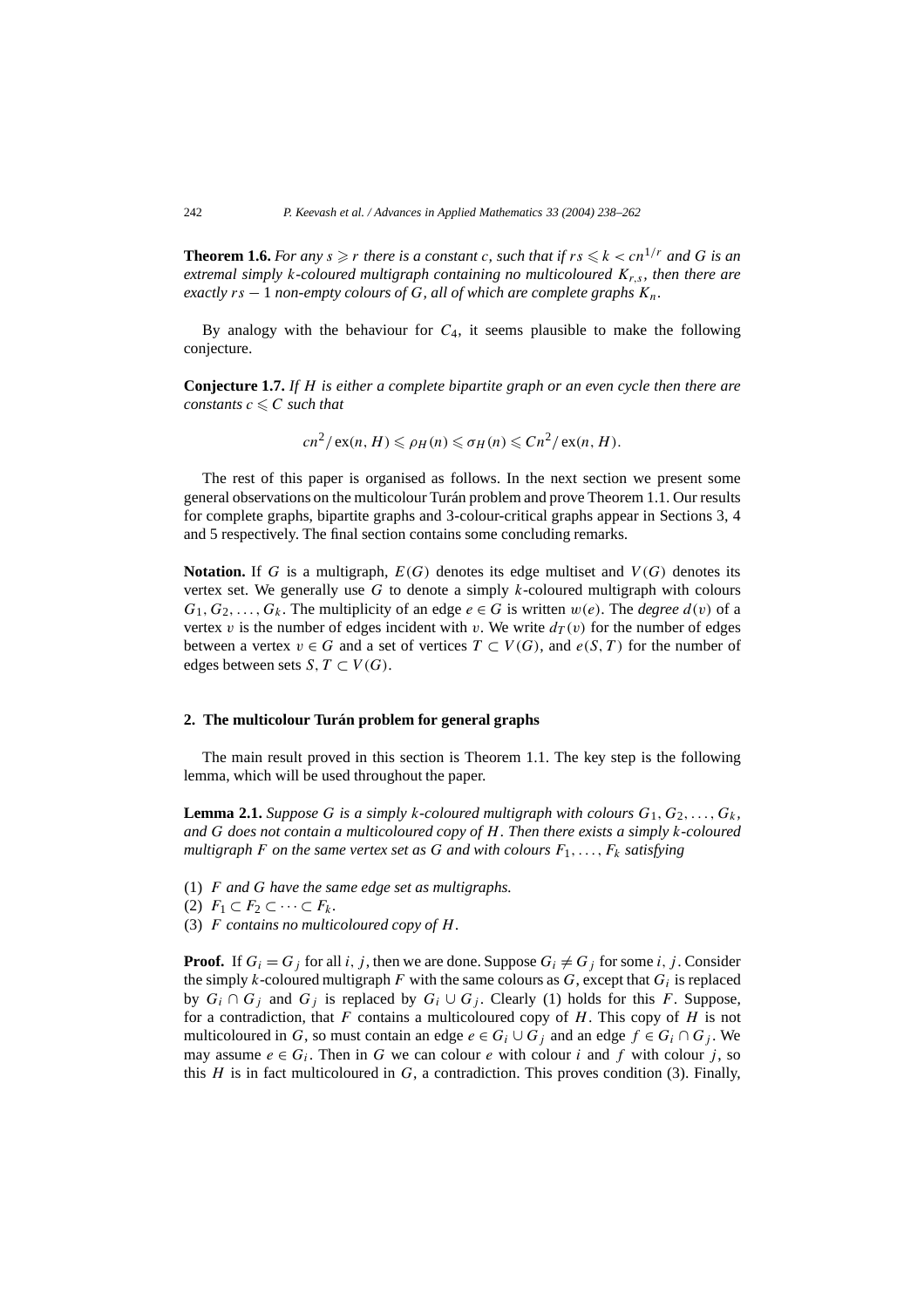**Theorem 1.6.** *For any $s \geqslant r$ there is a constant $c$, such that if $rs \leqslant k < cn^{1/r}$ and $G$ is an extremal simply $k$-coloured multigraph containing no multicoloured $K_{r,s}$, then there are exactly $rs - 1$ non-empty colours of $G$, all of which are complete graphs $K_n$.*

By analogy with the behaviour for $C_4$, it seems plausible to make the following conjecture.

**Conjecture 1.7.** *If $H$ is either a complete bipartite graph or an even cycle then there are constants $c \leqslant C$ such that*

$$cn^2/\operatorname{ex}(n, H) \leqslant \rho_H(n) \leqslant \sigma_H(n) \leqslant Cn^2/\operatorname{ex}(n, H).$$

The rest of this paper is organised as follows. In the next section we present some general observations on the multicolour Turán problem and prove Theorem 1.1. Our results for complete graphs, bipartite graphs and 3-colour-critical graphs appear in Sections 3, 4 and 5 respectively. The final section contains some concluding remarks.

**Notation.** If $G$ is a multigraph, $E(G)$ denotes its edge multiset and $V(G)$ denotes its vertex set. We generally use $G$ to denote a simply $k$-coloured multigraph with colours $G_1, G_2, \ldots, G_k$. The multiplicity of an edge $e \in G$ is written $w(e)$. The *degree* $d(v)$ of a vertex $v$ is the number of edges incident with $v$. We write $d_T(v)$ for the number of edges between a vertex $v \in G$ and a set of vertices $T \subset V(G)$, and $e(S, T)$ for the number of edges between sets $S, T \subset V(G)$.

## 2. The multicolour Turán problem for general graphs

The main result proved in this section is Theorem 1.1. The key step is the following lemma, which will be used throughout the paper.

**Lemma 2.1.** *Suppose $G$ is a simply $k$-coloured multigraph with colours $G_1, G_2, \ldots, G_k$, and $G$ does not contain a multicoloured copy of $H$. Then there exists a simply $k$-coloured multigraph $F$ on the same vertex set as $G$ and with colours $F_1, \ldots, F_k$ satisfying*

(1) *$F$ and $G$ have the same edge set as multigraphs.*
(2) *$F_1 \subset F_2 \subset \cdots \subset F_k$.*
(3) *$F$ contains no multicoloured copy of $H$.*

**Proof.** If $G_i = G_j$ for all $i, j$, then we are done. Suppose $G_i \neq G_j$ for some $i, j$. Consider the simply $k$-coloured multigraph $F$ with the same colours as $G$, except that $G_i$ is replaced by $G_i \cap G_j$ and $G_j$ is replaced by $G_i \cup G_j$. Clearly (1) holds for this $F$. Suppose, for a contradiction, that $F$ contains a multicoloured copy of $H$. This copy of $H$ is not multicoloured in $G$, so must contain an edge $e \in G_i \cup G_j$ and an edge $f \in G_i \cap G_j$. We may assume $e \in G_i$. Then in $G$ we can colour $e$ with colour $i$ and $f$ with colour $j$, so this $H$ is in fact multicoloured in $G$, a contradiction. This proves condition (3). Finally,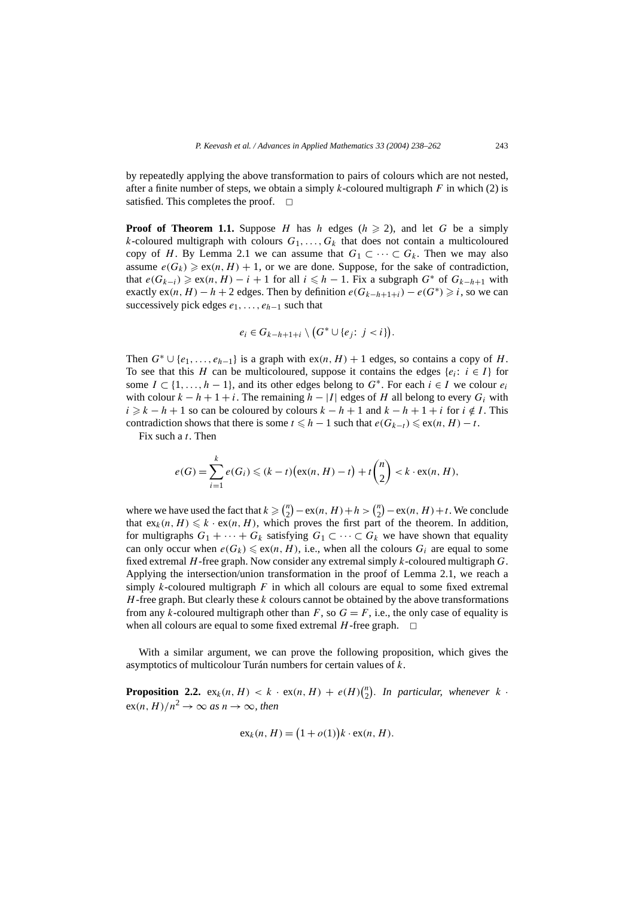by repeatedly applying the above transformation to pairs of colours which are not nested, after a finite number of steps, we obtain a simply $k$-coloured multigraph $F$ in which (2) is satisfied. This completes the proof. $\square$

**Proof of Theorem 1.1.** Suppose $H$ has $h$ edges ($h \geqslant 2$), and let $G$ be a simply $k$-coloured multigraph with colours $G_1, \dots, G_k$ that does not contain a multicoloured copy of $H$. By Lemma 2.1 we can assume that $G_1 \subset \cdots \subset G_k$. Then we may also assume $e(G_k) \geqslant \mathrm{ex}(n, H) + 1$, or we are done. Suppose, for the sake of contradiction, that $e(G_{k-i}) \geqslant \mathrm{ex}(n, H) - i + 1$ for all $i \leqslant h - 1$. Fix a subgraph $G^*$ of $G_{k-h+1}$ with exactly $\mathrm{ex}(n, H) - h + 2$ edges. Then by definition $e(G_{k-h+1+i}) - e(G^*) \geqslant i$, so we can successively pick edges $e_1, \dots, e_{h-1}$ such that

$$e_i \in G_{k-h+1+i} \setminus \big(G^* \cup \{e_j\colon\, j < i\}\big).$$

Then $G^* \cup \{e_1, \dots, e_{h-1}\}$ is a graph with $\mathrm{ex}(n, H) + 1$ edges, so contains a copy of $H$. To see that this $H$ can be multicoloured, suppose it contains the edges $\{e_i\colon\, i \in I\}$ for some $I \subset \{1, \dots, h - 1\}$, and its other edges belong to $G^*$. For each $i \in I$ we colour $e_i$ with colour $k - h + 1 + i$. The remaining $h - |I|$ edges of $H$ all belong to every $G_i$ with $i \geqslant k - h + 1$ so can be coloured by colours $k - h + 1$ and $k - h + 1 + i$ for $i \notin I$. This contradiction shows that there is some $t \leqslant h - 1$ such that $e(G_{k-t}) \leqslant \mathrm{ex}(n, H) - t$.

Fix such a $t$. Then

$$e(G) = \sum_{i=1}^{k} e(G_i) \leqslant (k - t)\big(\mathrm{ex}(n, H) - t\big) + t\binom{n}{2} < k \cdot \mathrm{ex}(n, H),$$

where we have used the fact that $k \geqslant \binom{n}{2} - \mathrm{ex}(n, H) + h > \binom{n}{2} - \mathrm{ex}(n, H) + t$. We conclude that $\mathrm{ex}_k(n, H) \leqslant k \cdot \mathrm{ex}(n, H)$, which proves the first part of the theorem. In addition, for multigraphs $G_1 + \cdots + G_k$ satisfying $G_1 \subset \cdots \subset G_k$ we have shown that equality can only occur when $e(G_k) \leqslant \mathrm{ex}(n, H)$, i.e., when all the colours $G_i$ are equal to some fixed extremal $H$-free graph. Now consider any extremal simply $k$-coloured multigraph $G$. Applying the intersection/union transformation in the proof of Lemma 2.1, we reach a simply $k$-coloured multigraph $F$ in which all colours are equal to some fixed extremal $H$-free graph. But clearly these $k$ colours cannot be obtained by the above transformations from any $k$-coloured multigraph other than $F$, so $G = F$, i.e., the only case of equality is when all colours are equal to some fixed extremal $H$-free graph. $\square$

With a similar argument, we can prove the following proposition, which gives the asymptotics of multicolour Turán numbers for certain values of $k$.

**Proposition 2.2.** *$\mathrm{ex}_k(n, H) < k \cdot \mathrm{ex}(n, H) + e(H)\binom{n}{2}$. In particular, whenever $k \cdot \mathrm{ex}(n, H)/n^2 \to \infty$ as $n \to \infty$, then*

$$\mathrm{ex}_k(n, H) = \big(1 + o(1)\big)k \cdot \mathrm{ex}(n, H).$$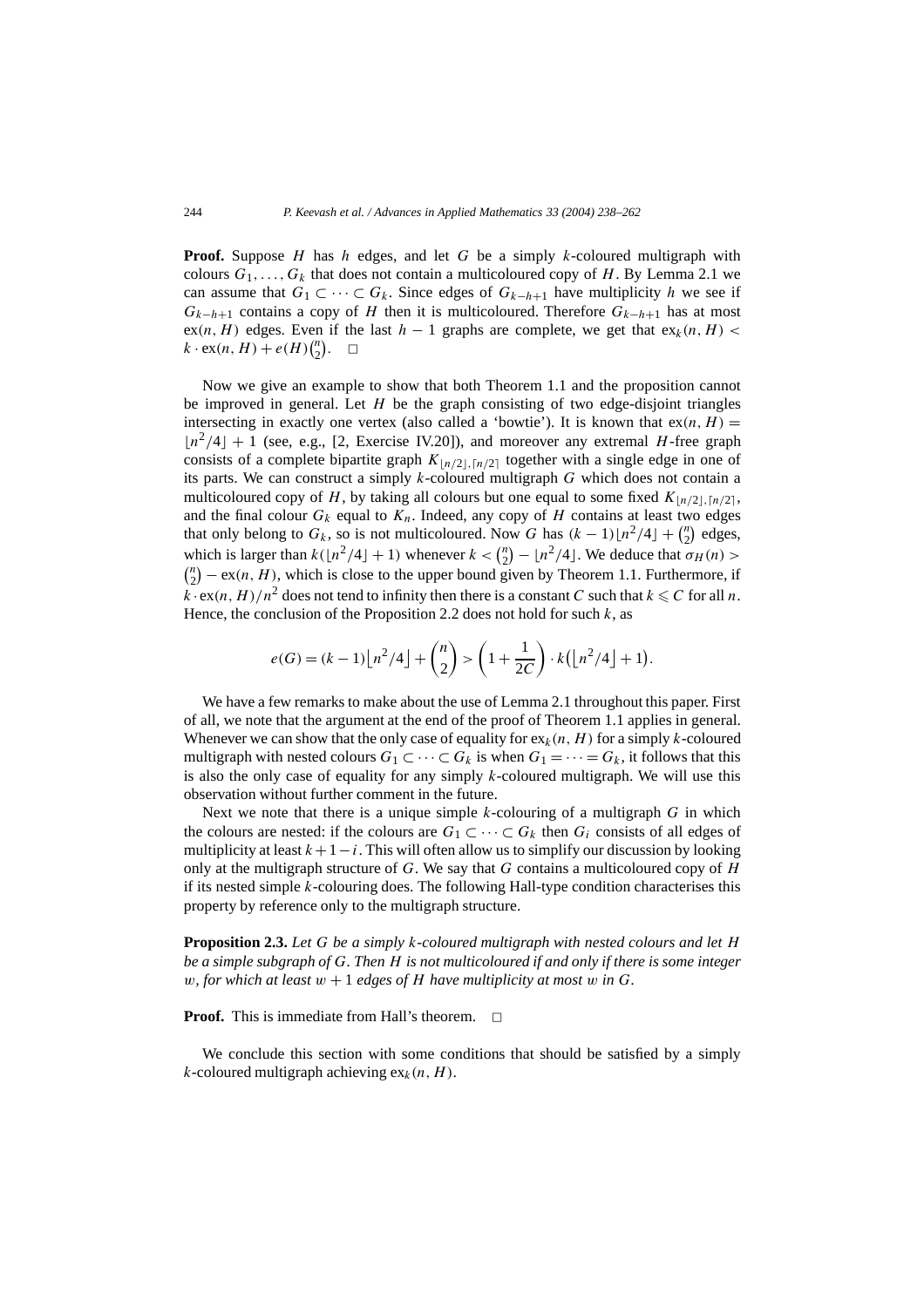**Proof.** Suppose $H$ has $h$ edges, and let $G$ be a simply $k$-coloured multigraph with colours $G_1, \dots, G_k$ that does not contain a multicoloured copy of $H$. By Lemma 2.1 we can assume that $G_1 \subset \cdots \subset G_k$. Since edges of $G_{k-h+1}$ have multiplicity $h$ we see if $G_{k-h+1}$ contains a copy of $H$ then it is multicoloured. Therefore $G_{k-h+1}$ has at most $\mathrm{ex}(n, H)$ edges. Even if the last $h-1$ graphs are complete, we get that $\mathrm{ex}_k(n, H) < k \cdot \mathrm{ex}(n, H) + e(H)\binom{n}{2}$. $\square$

Now we give an example to show that both Theorem 1.1 and the proposition cannot be improved in general. Let $H$ be the graph consisting of two edge-disjoint triangles intersecting in exactly one vertex (also called a 'bowtie'). It is known that $\mathrm{ex}(n, H) = \lfloor n^2/4 \rfloor + 1$ (see, e.g., [2, Exercise IV.20]), and moreover any extremal $H$-free graph consists of a complete bipartite graph $K_{\lfloor n/2 \rfloor, \lceil n/2 \rceil}$ together with a single edge in one of its parts. We can construct a simply $k$-coloured multigraph $G$ which does not contain a multicoloured copy of $H$, by taking all colours but one equal to some fixed $K_{\lfloor n/2 \rfloor, \lceil n/2 \rceil}$, and the final colour $G_k$ equal to $K_n$. Indeed, any copy of $H$ contains at least two edges that only belong to $G_k$, so is not multicoloured. Now $G$ has $(k-1)\lfloor n^2/4 \rfloor + \binom{n}{2}$ edges, which is larger than $k(\lfloor n^2/4 \rfloor + 1)$ whenever $k < \binom{n}{2} - \lfloor n^2/4 \rfloor$. We deduce that $\sigma_H(n) > \binom{n}{2} - \mathrm{ex}(n, H)$, which is close to the upper bound given by Theorem 1.1. Furthermore, if $k \cdot \mathrm{ex}(n, H)/n^2$ does not tend to infinity then there is a constant $C$ such that $k \leqslant C$ for all $n$. Hence, the conclusion of the Proposition 2.2 does not hold for such $k$, as

$$e(G) = (k-1)\lfloor n^2/4 \rfloor + \binom{n}{2} > \left(1 + \frac{1}{2C}\right) \cdot k\left(\lfloor n^2/4 \rfloor + 1\right).$$

We have a few remarks to make about the use of Lemma 2.1 throughout this paper. First of all, we note that the argument at the end of the proof of Theorem 1.1 applies in general. Whenever we can show that the only case of equality for $\mathrm{ex}_k(n, H)$ for a simply $k$-coloured multigraph with nested colours $G_1 \subset \cdots \subset G_k$ is when $G_1 = \cdots = G_k$, it follows that this is also the only case of equality for any simply $k$-coloured multigraph. We will use this observation without further comment in the future.

Next we note that there is a unique simple $k$-colouring of a multigraph $G$ in which the colours are nested: if the colours are $G_1 \subset \cdots \subset G_k$ then $G_i$ consists of all edges of multiplicity at least $k + 1 - i$. This will often allow us to simplify our discussion by looking only at the multigraph structure of $G$. We say that $G$ contains a multicoloured copy of $H$ if its nested simple $k$-colouring does. The following Hall-type condition characterises this property by reference only to the multigraph structure.

**Proposition 2.3.** *Let $G$ be a simply $k$-coloured multigraph with nested colours and let $H$ be a simple subgraph of $G$. Then $H$ is not multicoloured if and only if there is some integer $w$, for which at least $w + 1$ edges of $H$ have multiplicity at most $w$ in $G$.*

**Proof.** This is immediate from Hall's theorem. $\square$

We conclude this section with some conditions that should be satisfied by a simply $k$-coloured multigraph achieving $\mathrm{ex}_k(n, H)$.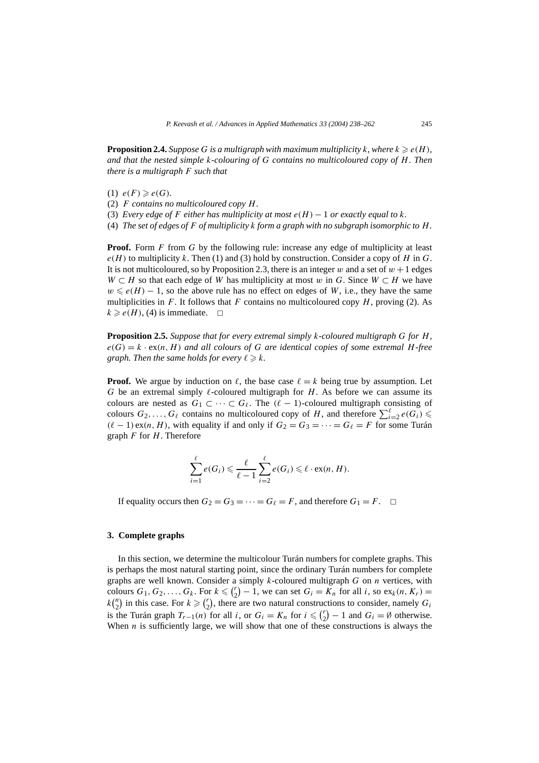**Proposition 2.4.** *Suppose $G$ is a multigraph with maximum multiplicity $k$, where $k \geqslant e(H)$, and that the nested simple $k$-colouring of $G$ contains no multicoloured copy of $H$. Then there is a multigraph $F$ such that*

(1) $e(F) \geqslant e(G)$.
(2) *$F$ contains no multicoloured copy $H$.*
(3) *Every edge of $F$ either has multiplicity at most $e(H) - 1$ or exactly equal to $k$.*
(4) *The set of edges of $F$ of multiplicity $k$ form a graph with no subgraph isomorphic to $H$.*

**Proof.** Form $F$ from $G$ by the following rule: increase any edge of multiplicity at least $e(H)$ to multiplicity $k$. Then (1) and (3) hold by construction. Consider a copy of $H$ in $G$. It is not multicoloured, so by Proposition 2.3, there is an integer $w$ and a set of $w + 1$ edges $W \subset H$ so that each edge of $W$ has multiplicity at most $w$ in $G$. Since $W \subset H$ we have $w \leqslant e(H) - 1$, so the above rule has no effect on edges of $W$, i.e., they have the same multiplicities in $F$. It follows that $F$ contains no multicoloured copy $H$, proving (2). As $k \geqslant e(H)$, (4) is immediate. $\square$

**Proposition 2.5.** *Suppose that for every extremal simply $k$-coloured multigraph $G$ for $H$, $e(G) = k \cdot \mathrm{ex}(n, H)$ and all colours of $G$ are identical copies of some extremal $H$-free graph. Then the same holds for every $\ell \geqslant k$.*

**Proof.** We argue by induction on $\ell$, the base case $\ell = k$ being true by assumption. Let $G$ be an extremal simply $\ell$-coloured multigraph for $H$. As before we can assume its colours are nested as $G_1 \subset \cdots \subset G_\ell$. The $(\ell - 1)$-coloured multigraph consisting of colours $G_2, \ldots, G_\ell$ contains no multicoloured copy of $H$, and therefore $\sum_{i=2}^{\ell} e(G_i) \leqslant (\ell - 1)\,\mathrm{ex}(n, H)$, with equality if and only if $G_2 = G_3 = \cdots = G_\ell = F$ for some Turán graph $F$ for $H$. Therefore

$$\sum_{i=1}^{\ell} e(G_i) \leqslant \frac{\ell}{\ell - 1} \sum_{i=2}^{\ell} e(G_i) \leqslant \ell \cdot \mathrm{ex}(n, H).$$

If equality occurs then $G_2 = G_3 = \cdots = G_\ell = F$, and therefore $G_1 = F$. $\square$

## 3. Complete graphs

In this section, we determine the multicolour Turán numbers for complete graphs. This is perhaps the most natural starting point, since the ordinary Turán numbers for complete graphs are well known. Consider a simply $k$-coloured multigraph $G$ on $n$ vertices, with colours $G_1, G_2, \ldots, G_k$. For $k \leqslant \binom{r}{2} - 1$, we can set $G_i = K_n$ for all $i$, so $\mathrm{ex}_k(n, K_r) = k\binom{n}{2}$ in this case. For $k \geqslant \binom{r}{2}$, there are two natural constructions to consider, namely $G_i$ is the Turán graph $T_{r-1}(n)$ for all $i$, or $G_i = K_n$ for $i \leqslant \binom{r}{2} - 1$ and $G_i = \emptyset$ otherwise. When $n$ is sufficiently large, we will show that one of these constructions is always the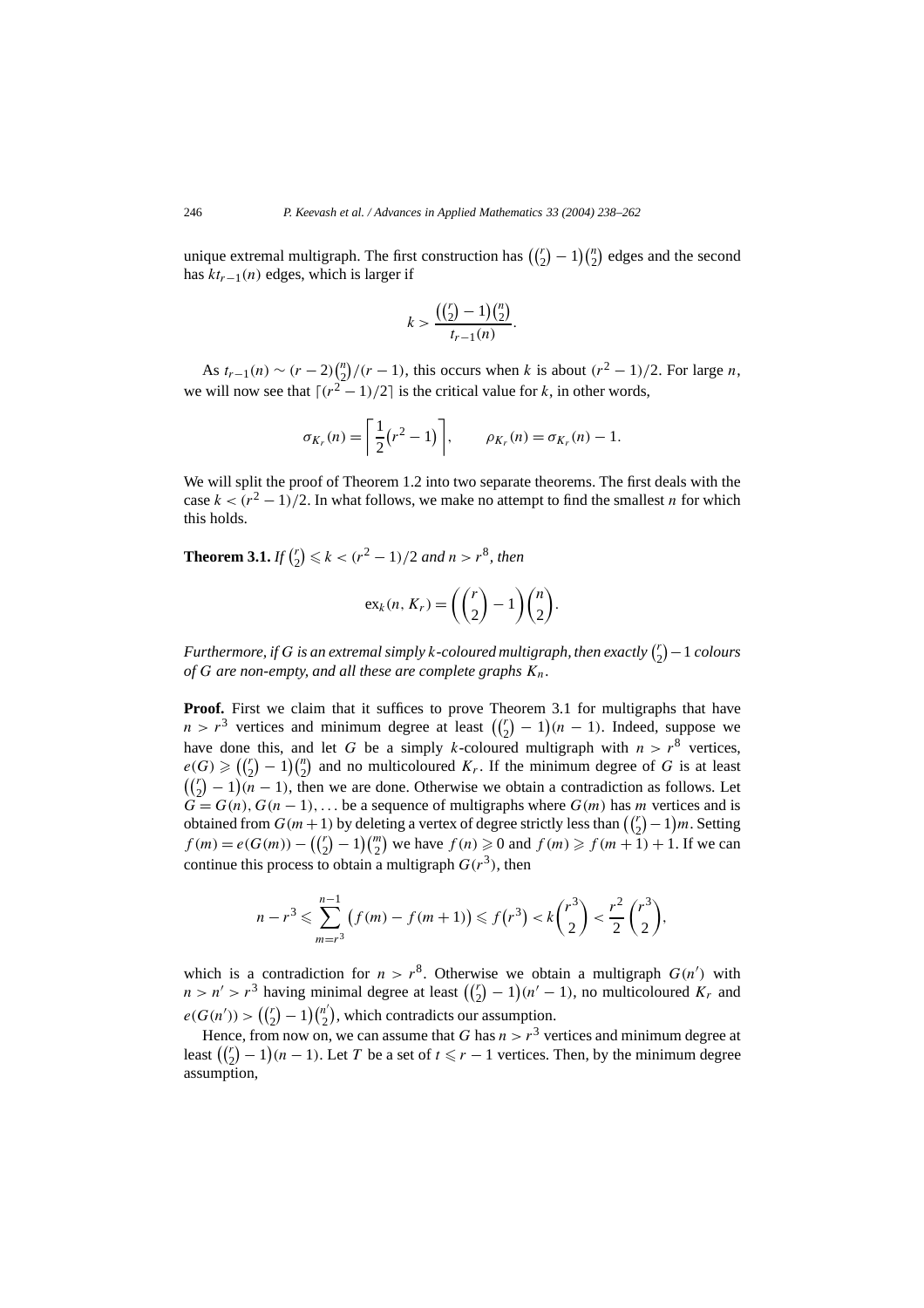unique extremal multigraph. The first construction has $\left(\binom{r}{2}-1\right)\binom{n}{2}$ edges and the second has $kt_{r-1}(n)$ edges, which is larger if

$$k > \frac{\left(\binom{r}{2}-1\right)\binom{n}{2}}{t_{r-1}(n)}.$$

As $t_{r-1}(n) \sim (r-2)\binom{n}{2}/(r-1)$, this occurs when $k$ is about $(r^2-1)/2$. For large $n$, we will now see that $\lceil (r^2-1)/2 \rceil$ is the critical value for $k$, in other words,

$$\sigma_{K_r}(n) = \left\lceil \frac{1}{2}\left(r^2-1\right) \right\rceil, \qquad \rho_{K_r}(n) = \sigma_{K_r}(n) - 1.$$

We will split the proof of Theorem 1.2 into two separate theorems. The first deals with the case $k < (r^2-1)/2$. In what follows, we make no attempt to find the smallest $n$ for which this holds.

**Theorem 3.1.** *If $\binom{r}{2} \leqslant k < (r^2-1)/2$ and $n > r^8$, then*

$$\mathrm{ex}_k(n, K_r) = \left(\binom{r}{2} - 1\right)\binom{n}{2}.$$

*Furthermore, if $G$ is an extremal simply $k$-coloured multigraph, then exactly $\binom{r}{2}-1$ colours of $G$ are non-empty, and all these are complete graphs $K_n$.*

**Proof.** First we claim that it suffices to prove Theorem 3.1 for multigraphs that have $n > r^3$ vertices and minimum degree at least $\left(\binom{r}{2}-1\right)(n-1)$. Indeed, suppose we have done this, and let $G$ be a simply $k$-coloured multigraph with $n > r^8$ vertices, $e(G) \geqslant \left(\binom{r}{2}-1\right)\binom{n}{2}$ and no multicoloured $K_r$. If the minimum degree of $G$ is at least $\left(\binom{r}{2}-1\right)(n-1)$, then we are done. Otherwise we obtain a contradiction as follows. Let $G = G(n), G(n-1), \ldots$ be a sequence of multigraphs where $G(m)$ has $m$ vertices and is obtained from $G(m+1)$ by deleting a vertex of degree strictly less than $\left(\binom{r}{2}-1\right)m$. Setting $f(m) = e(G(m)) - \left(\binom{r}{2}-1\right)\binom{m}{2}$ we have $f(n) \geqslant 0$ and $f(m) \geqslant f(m+1)+1$. If we can continue this process to obtain a multigraph $G(r^3)$, then

$$n - r^3 \leqslant \sum_{m=r^3}^{n-1} \left(f(m) - f(m+1)\right) \leqslant f\left(r^3\right) < k\binom{r^3}{2} < \frac{r^2}{2}\binom{r^3}{2},$$

which is a contradiction for $n > r^8$. Otherwise we obtain a multigraph $G(n')$ with $n > n' > r^3$ having minimal degree at least $\left(\binom{r}{2}-1\right)(n'-1)$, no multicoloured $K_r$ and $e(G(n')) > \left(\binom{r}{2}-1\right)\binom{n'}{2}$, which contradicts our assumption.

Hence, from now on, we can assume that $G$ has $n > r^3$ vertices and minimum degree at least $\left(\binom{r}{2}-1\right)(n-1)$. Let $T$ be a set of $t \leqslant r-1$ vertices. Then, by the minimum degree assumption,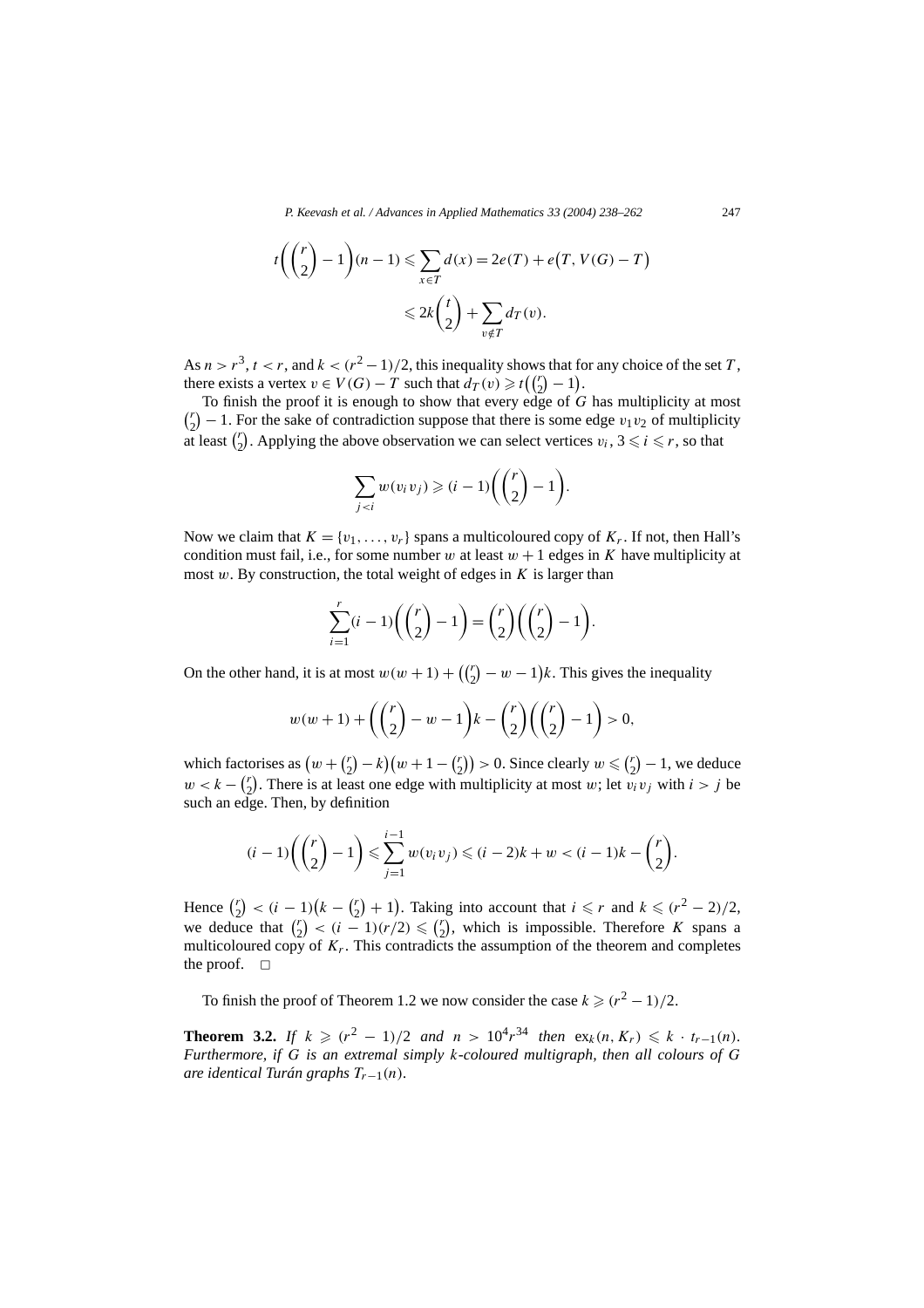$$t\left(\binom{r}{2}-1\right)(n-1) \leqslant \sum_{x \in T} d(x) = 2e(T) + e\big(T, V(G)-T\big)$$
$$\leqslant 2k\binom{t}{2} + \sum_{v \notin T} d_T(v).$$

As $n > r^3$, $t < r$, and $k < (r^2-1)/2$, this inequality shows that for any choice of the set $T$, there exists a vertex $v \in V(G) - T$ such that $d_T(v) \geqslant t\big(\binom{r}{2}-1\big)$.

To finish the proof it is enough to show that every edge of $G$ has multiplicity at most $\binom{r}{2}-1$. For the sake of contradiction suppose that there is some edge $v_1v_2$ of multiplicity at least $\binom{r}{2}$. Applying the above observation we can select vertices $v_i$, $3 \leqslant i \leqslant r$, so that

$$\sum_{j<i} w(v_iv_j) \geqslant (i-1)\left(\binom{r}{2}-1\right).$$

Now we claim that $K = \{v_1, \ldots, v_r\}$ spans a multicoloured copy of $K_r$. If not, then Hall's condition must fail, i.e., for some number $w$ at least $w+1$ edges in $K$ have multiplicity at most $w$. By construction, the total weight of edges in $K$ is larger than

$$\sum_{i=1}^{r}(i-1)\left(\binom{r}{2}-1\right) = \binom{r}{2}\left(\binom{r}{2}-1\right).$$

On the other hand, it is at most $w(w+1) + \big(\binom{r}{2} - w - 1\big)k$. This gives the inequality

$$w(w+1) + \left(\binom{r}{2} - w - 1\right)k - \binom{r}{2}\left(\binom{r}{2}-1\right) > 0,$$

which factorises as $\big(w + \binom{r}{2} - k\big)\big(w + 1 - \binom{r}{2}\big) > 0$. Since clearly $w \leqslant \binom{r}{2} - 1$, we deduce $w < k - \binom{r}{2}$. There is at least one edge with multiplicity at most $w$; let $v_iv_j$ with $i > j$ be such an edge. Then, by definition

$$(i-1)\left(\binom{r}{2}-1\right) \leqslant \sum_{j=1}^{i-1} w(v_iv_j) \leqslant (i-2)k + w < (i-1)k - \binom{r}{2}.$$

Hence $\binom{r}{2} < (i-1)\big(k - \binom{r}{2} + 1\big)$. Taking into account that $i \leqslant r$ and $k \leqslant (r^2-2)/2$, we deduce that $\binom{r}{2} < (i-1)(r/2) \leqslant \binom{r}{2}$, which is impossible. Therefore $K$ spans a multicoloured copy of $K_r$. This contradicts the assumption of the theorem and completes the proof. $\square$

To finish the proof of Theorem 1.2 we now consider the case $k \geqslant (r^2-1)/2$.

**Theorem 3.2.** *If $k \geqslant (r^2-1)/2$ and $n > 10^4 r^{34}$ then $\mathrm{ex}_k(n, K_r) \leqslant k \cdot t_{r-1}(n)$. Furthermore, if $G$ is an extremal simply $k$-coloured multigraph, then all colours of $G$ are identical Turán graphs $T_{r-1}(n)$.*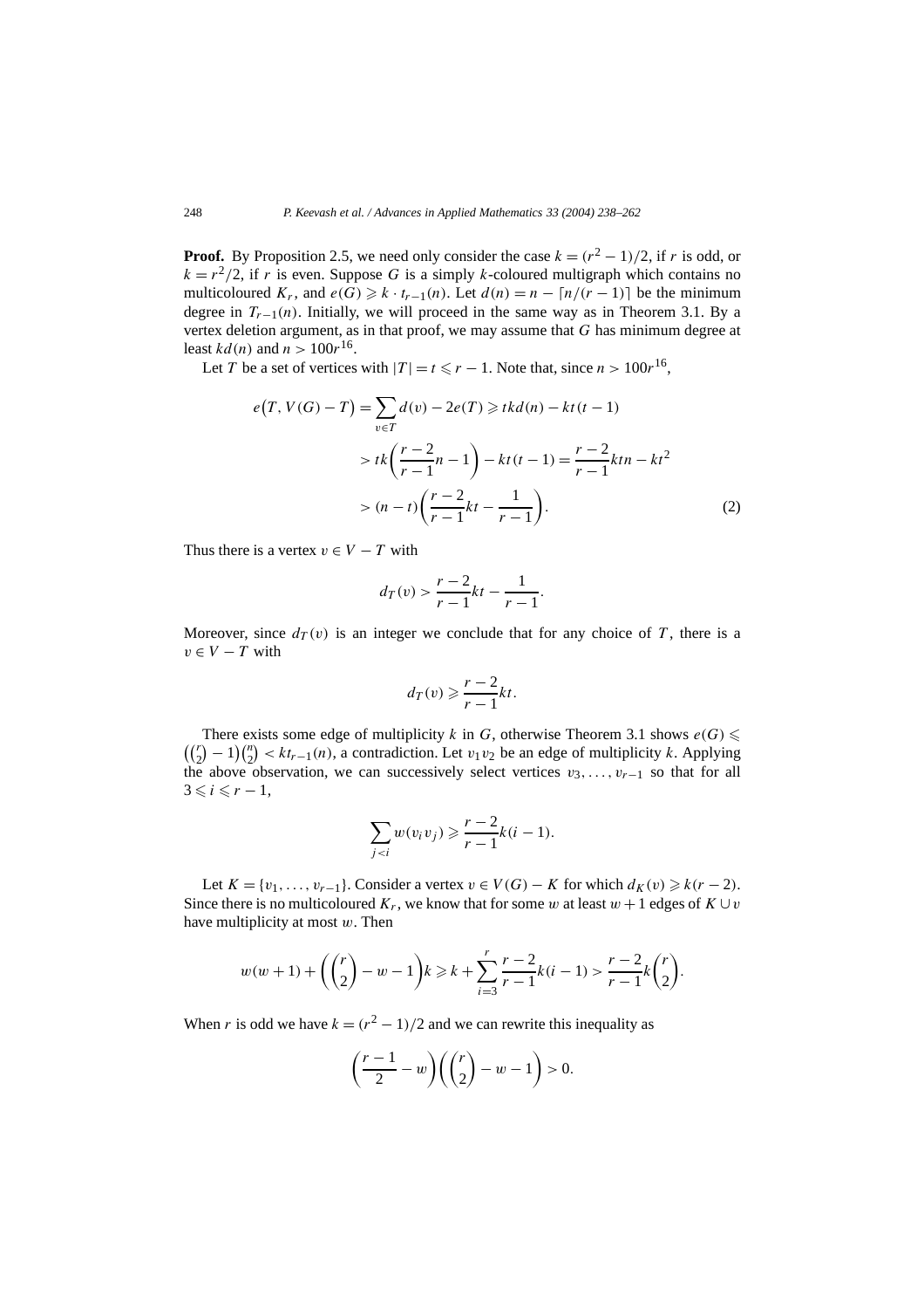**Proof.** By Proposition 2.5, we need only consider the case $k = (r^2 - 1)/2$, if $r$ is odd, or $k = r^2/2$, if $r$ is even. Suppose $G$ is a simply $k$-coloured multigraph which contains no multicoloured $K_r$, and $e(G) \geqslant k \cdot t_{r-1}(n)$. Let $d(n) = n - \lceil n/(r-1) \rceil$ be the minimum degree in $T_{r-1}(n)$. Initially, we will proceed in the same way as in Theorem 3.1. By a vertex deletion argument, as in that proof, we may assume that $G$ has minimum degree at least $kd(n)$ and $n > 100r^{16}$.

Let $T$ be a set of vertices with $|T| = t \leqslant r - 1$. Note that, since $n > 100r^{16}$,

$$
\begin{aligned}
e\big(T, V(G) - T\big) &= \sum_{v \in T} d(v) - 2e(T) \geqslant tkd(n) - kt(t-1) \\
&> tk\left(\frac{r-2}{r-1}n - 1\right) - kt(t-1) = \frac{r-2}{r-1}ktn - kt^2 \\
&> (n-t)\left(\frac{r-2}{r-1}kt - \frac{1}{r-1}\right). \qquad (2)
\end{aligned}
$$

Thus there is a vertex $v \in V - T$ with

$$
d_T(v) > \frac{r-2}{r-1}kt - \frac{1}{r-1}.
$$

Moreover, since $d_T(v)$ is an integer we conclude that for any choice of $T$, there is a $v \in V - T$ with

$$
d_T(v) \geqslant \frac{r-2}{r-1}kt.
$$

There exists some edge of multiplicity $k$ in $G$, otherwise Theorem 3.1 shows $e(G) \leqslant \left(\binom{r}{2} - 1\right)\binom{n}{2} < kt_{r-1}(n)$, a contradiction. Let $v_1v_2$ be an edge of multiplicity $k$. Applying the above observation, we can successively select vertices $v_3, \ldots, v_{r-1}$ so that for all $3 \leqslant i \leqslant r-1$,

$$
\sum_{j<i} w(v_iv_j) \geqslant \frac{r-2}{r-1}k(i-1).
$$

Let $K = \{v_1, \ldots, v_{r-1}\}$. Consider a vertex $v \in V(G) - K$ for which $d_K(v) \geqslant k(r-2)$. Since there is no multicoloured $K_r$, we know that for some $w$ at least $w+1$ edges of $K \cup v$ have multiplicity at most $w$. Then

$$
w(w+1) + \left(\binom{r}{2} - w - 1\right)k \geqslant k + \sum_{i=3}^{r} \frac{r-2}{r-1}k(i-1) > \frac{r-2}{r-1}k\binom{r}{2}.
$$

When $r$ is odd we have $k = (r^2-1)/2$ and we can rewrite this inequality as

$$
\left(\frac{r-1}{2} - w\right)\left(\binom{r}{2} - w - 1\right) > 0.
$$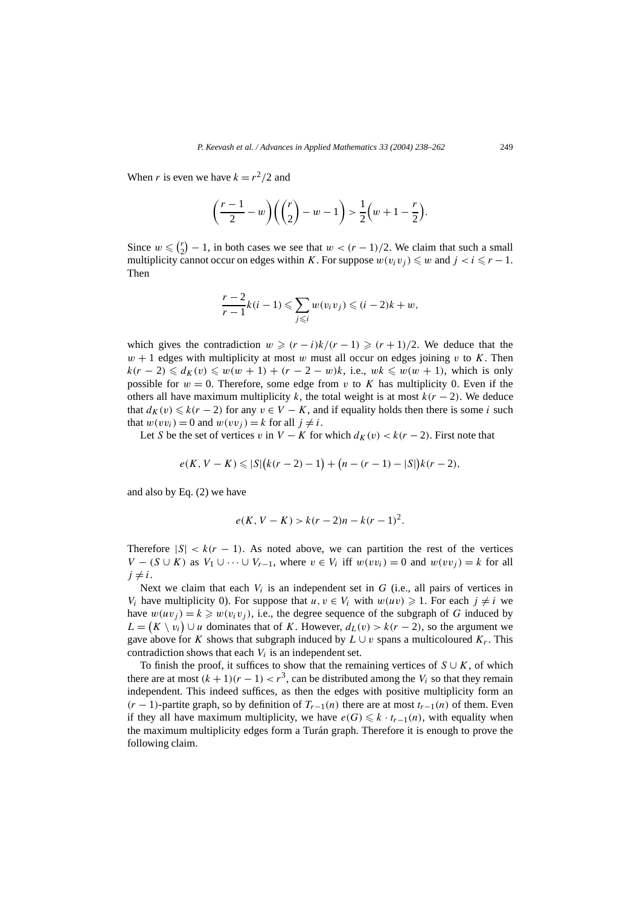When $r$ is even we have $k = r^2/2$ and

$$\left(\frac{r-1}{2} - w\right)\left(\binom{r}{2} - w - 1\right) > \frac{1}{2}\left(w + 1 - \frac{r}{2}\right).$$

Since $w \leqslant \binom{r}{2} - 1$, in both cases we see that $w < (r-1)/2$. We claim that such a small multiplicity cannot occur on edges within $K$. For suppose $w(v_i v_j) \leqslant w$ and $j < i \leqslant r-1$. Then

$$\frac{r-2}{r-1}k(i-1) \leqslant \sum_{j \leqslant i} w(v_i v_j) \leqslant (i-2)k + w,$$

which gives the contradiction $w \geqslant (r-i)k/(r-1) \geqslant (r+1)/2$. We deduce that the $w+1$ edges with multiplicity at most $w$ must all occur on edges joining $v$ to $K$. Then $k(r-2) \leqslant d_K(v) \leqslant w(w+1) + (r-2-w)k$, i.e., $wk \leqslant w(w+1)$, which is only possible for $w = 0$. Therefore, some edge from $v$ to $K$ has multiplicity 0. Even if the others all have maximum multiplicity $k$, the total weight is at most $k(r-2)$. We deduce that $d_K(v) \leqslant k(r-2)$ for any $v \in V - K$, and if equality holds then there is some $i$ such that $w(vv_i) = 0$ and $w(vv_j) = k$ for all $j \neq i$.

Let $S$ be the set of vertices $v$ in $V - K$ for which $d_K(v) < k(r-2)$. First note that

$$e(K, V-K) \leqslant |S|\big(k(r-2) - 1\big) + \big(n - (r-1) - |S|\big)k(r-2),$$

and also by Eq. (2) we have

$$e(K, V-K) > k(r-2)n - k(r-1)^2.$$

Therefore $|S| < k(r-1)$. As noted above, we can partition the rest of the vertices $V - (S \cup K)$ as $V_1 \cup \cdots \cup V_{r-1}$, where $v \in V_i$ iff $w(vv_i) = 0$ and $w(vv_j) = k$ for all $j \neq i$.

Next we claim that each $V_i$ is an independent set in $G$ (i.e., all pairs of vertices in $V_i$ have multiplicity 0). For suppose that $u, v \in V_i$ with $w(uv) \geqslant 1$. For each $j \neq i$ we have $w(uv_j) = k \geqslant w(v_i v_j)$, i.e., the degree sequence of the subgraph of $G$ induced by $L = \big(K \setminus v_i\big) \cup u$ dominates that of $K$. However, $d_L(v) > k(r-2)$, so the argument we gave above for $K$ shows that subgraph induced by $L \cup v$ spans a multicoloured $K_r$. This contradiction shows that each $V_i$ is an independent set.

To finish the proof, it suffices to show that the remaining vertices of $S \cup K$, of which there are at most $(k+1)(r-1) < r^3$, can be distributed among the $V_i$ so that they remain independent. This indeed suffices, as then the edges with positive multiplicity form an $(r-1)$-partite graph, so by definition of $T_{r-1}(n)$ there are at most $t_{r-1}(n)$ of them. Even if they all have maximum multiplicity, we have $e(G) \leqslant k \cdot t_{r-1}(n)$, with equality when the maximum multiplicity edges form a Turán graph. Therefore it is enough to prove the following claim.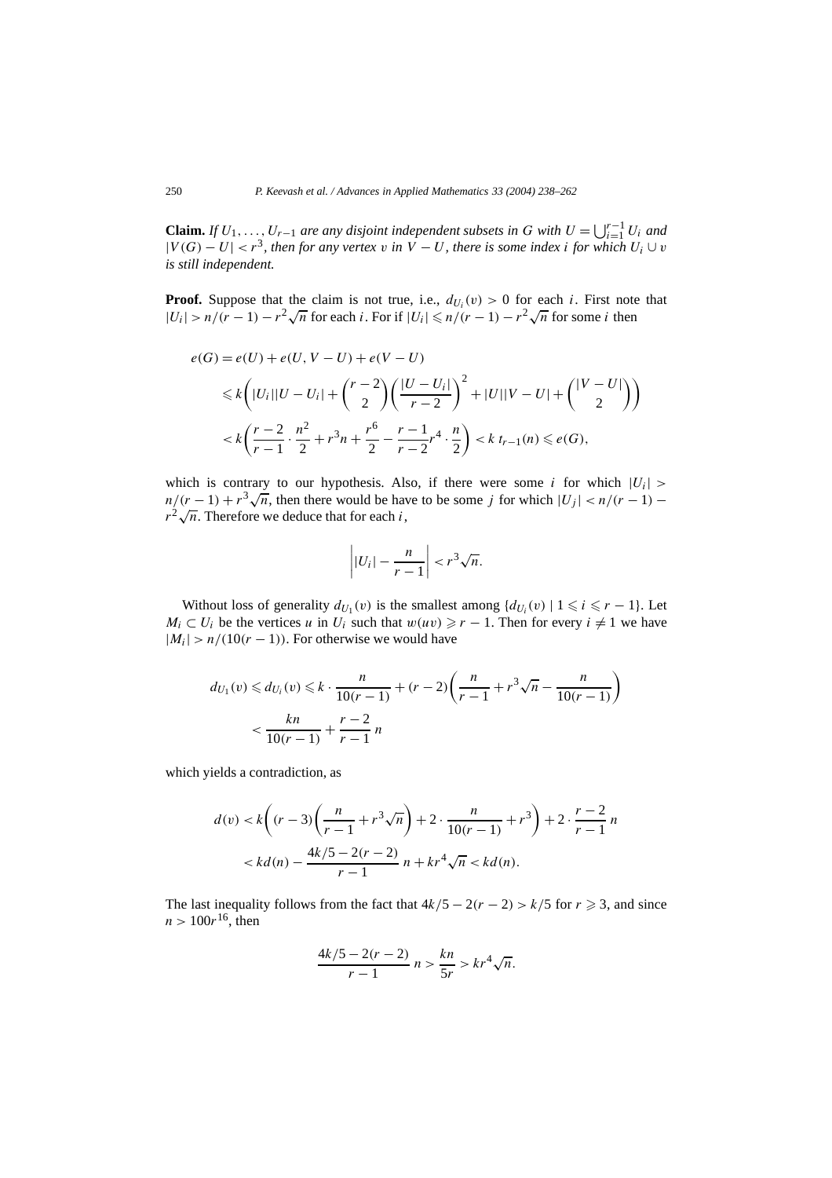**Claim.** *If $U_1, \dots, U_{r-1}$ are any disjoint independent subsets in $G$ with $U = \bigcup_{i=1}^{r-1} U_i$ and $|V(G) - U| < r^3$, then for any vertex $v$ in $V - U$, there is some index $i$ for which $U_i \cup v$ is still independent.*

**Proof.** Suppose that the claim is not true, i.e., $d_{U_i}(v) > 0$ for each $i$. First note that $|U_i| > n/(r-1) - r^2\sqrt{n}$ for each $i$. For if $|U_i| \leqslant n/(r-1) - r^2\sqrt{n}$ for some $i$ then

$$
\begin{aligned}
e(G) &= e(U) + e(U, V - U) + e(V - U) \\
&\leqslant k\left(|U_i||U - U_i| + \binom{r-2}{2}\left(\frac{|U - U_i|}{r-2}\right)^2 + |U||V - U| + \binom{|V - U|}{2}\right) \\
&< k\left(\frac{r-2}{r-1} \cdot \frac{n^2}{2} + r^3 n + \frac{r^6}{2} - \frac{r-1}{r-2} r^4 \cdot \frac{n}{2}\right) < k\, t_{r-1}(n) \leqslant e(G),
\end{aligned}
$$

which is contrary to our hypothesis. Also, if there were some $i$ for which $|U_i| > n/(r-1) + r^3\sqrt{n}$, then there would be have to be some $j$ for which $|U_j| < n/(r-1) - r^2\sqrt{n}$. Therefore we deduce that for each $i$,

$$
\left| |U_i| - \frac{n}{r-1} \right| < r^3\sqrt{n}.
$$

Without loss of generality $d_{U_1}(v)$ is the smallest among $\{d_{U_i}(v) \mid 1 \leqslant i \leqslant r-1\}$. Let $M_i \subset U_i$ be the vertices $u$ in $U_i$ such that $w(uv) \geqslant r-1$. Then for every $i \neq 1$ we have $|M_i| > n/(10(r-1))$. For otherwise we would have

$$
\begin{aligned}
d_{U_1}(v) &\leqslant d_{U_i}(v) \leqslant k \cdot \frac{n}{10(r-1)} + (r-2)\left(\frac{n}{r-1} + r^3\sqrt{n} - \frac{n}{10(r-1)}\right) \\
&< \frac{kn}{10(r-1)} + \frac{r-2}{r-1}\, n
\end{aligned}
$$

which yields a contradiction, as

$$
\begin{aligned}
d(v) &< k\left((r-3)\left(\frac{n}{r-1} + r^3\sqrt{n}\right) + 2 \cdot \frac{n}{10(r-1)} + r^3\right) + 2 \cdot \frac{r-2}{r-1}\, n \\
&< kd(n) - \frac{4k/5 - 2(r-2)}{r-1}\, n + kr^4\sqrt{n} < kd(n).
\end{aligned}
$$

The last inequality follows from the fact that $4k/5 - 2(r-2) > k/5$ for $r \geqslant 3$, and since $n > 100r^{16}$, then

$$
\frac{4k/5 - 2(r-2)}{r-1}\, n > \frac{kn}{5r} > kr^4\sqrt{n}.
$$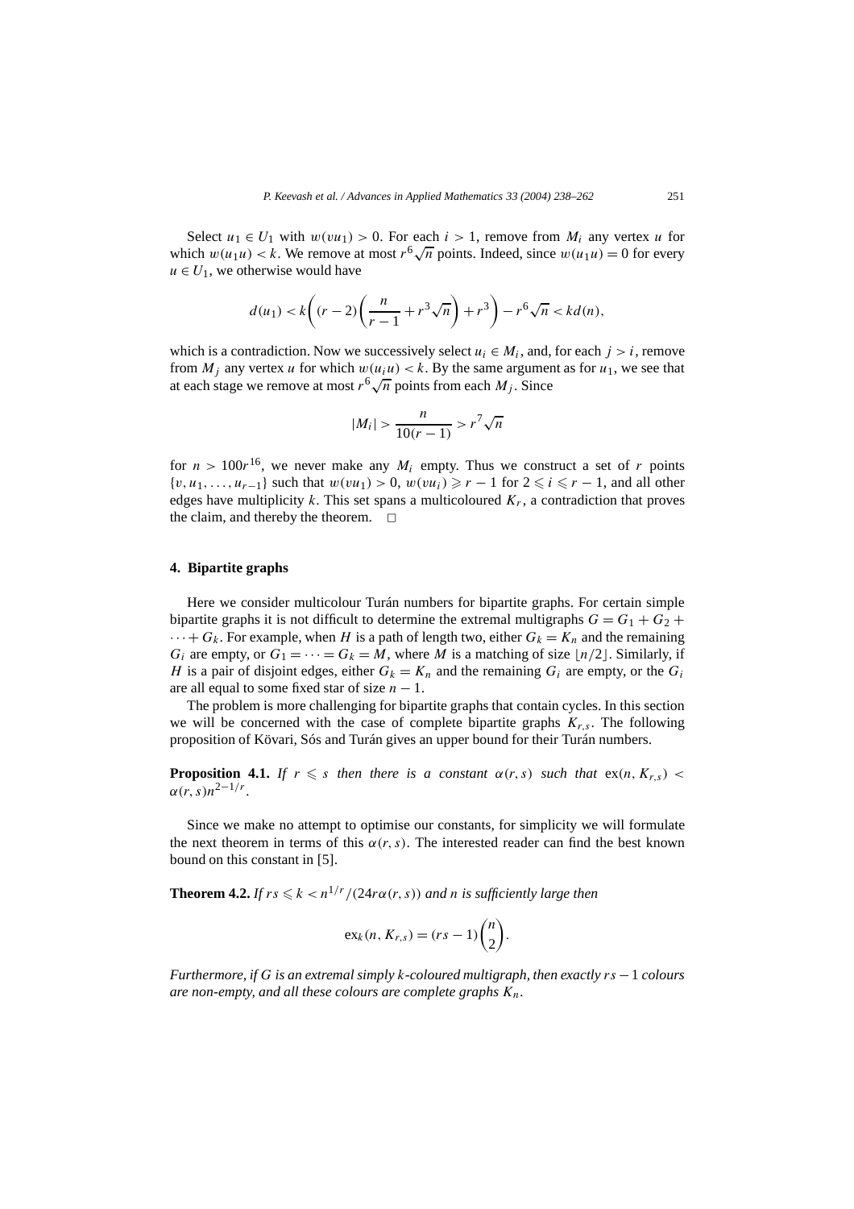Select $u_1 \in U_1$ with $w(vu_1) > 0$. For each $i > 1$, remove from $M_i$ any vertex $u$ for which $w(u_1 u) < k$. We remove at most $r^6\sqrt{n}$ points. Indeed, since $w(u_1 u) = 0$ for every $u \in U_1$, we otherwise would have

$$d(u_1) < k\left((r-2)\left(\frac{n}{r-1} + r^3\sqrt{n}\right) + r^3\right) - r^6\sqrt{n} < kd(n),$$

which is a contradiction. Now we successively select $u_i \in M_i$, and, for each $j > i$, remove from $M_j$ any vertex $u$ for which $w(u_i u) < k$. By the same argument as for $u_1$, we see that at each stage we remove at most $r^6\sqrt{n}$ points from each $M_j$. Since

$$|M_i| > \frac{n}{10(r-1)} > r^7\sqrt{n}$$

for $n > 100r^{16}$, we never make any $M_i$ empty. Thus we construct a set of $r$ points $\{v, u_1, \ldots, u_{r-1}\}$ such that $w(vu_1) > 0$, $w(vu_i) \geqslant r-1$ for $2 \leqslant i \leqslant r-1$, and all other edges have multiplicity $k$. This set spans a multicoloured $K_r$, a contradiction that proves the claim, and thereby the theorem. $\square$

## 4. Bipartite graphs

Here we consider multicolour Turán numbers for bipartite graphs. For certain simple bipartite graphs it is not difficult to determine the extremal multigraphs $G = G_1 + G_2 + \cdots + G_k$. For example, when $H$ is a path of length two, either $G_k = K_n$ and the remaining $G_i$ are empty, or $G_1 = \cdots = G_k = M$, where $M$ is a matching of size $\lfloor n/2 \rfloor$. Similarly, if $H$ is a pair of disjoint edges, either $G_k = K_n$ and the remaining $G_i$ are empty, or the $G_i$ are all equal to some fixed star of size $n-1$.

The problem is more challenging for bipartite graphs that contain cycles. In this section we will be concerned with the case of complete bipartite graphs $K_{r,s}$. The following proposition of Kövari, Sós and Turán gives an upper bound for their Turán numbers.

**Proposition 4.1.** *If $r \leqslant s$ then there is a constant $\alpha(r,s)$ such that $\mathrm{ex}(n, K_{r,s}) < \alpha(r,s)n^{2-1/r}$.*

Since we make no attempt to optimise our constants, for simplicity we will formulate the next theorem in terms of this $\alpha(r,s)$. The interested reader can find the best known bound on this constant in [5].

**Theorem 4.2.** *If $rs \leqslant k < n^{1/r}/(24r\alpha(r,s))$ and $n$ is sufficiently large then*

$$\mathrm{ex}_k(n, K_{r,s}) = (rs-1)\binom{n}{2}.$$

*Furthermore, if $G$ is an extremal simply $k$-coloured multigraph, then exactly $rs-1$ colours are non-empty, and all these colours are complete graphs $K_n$.*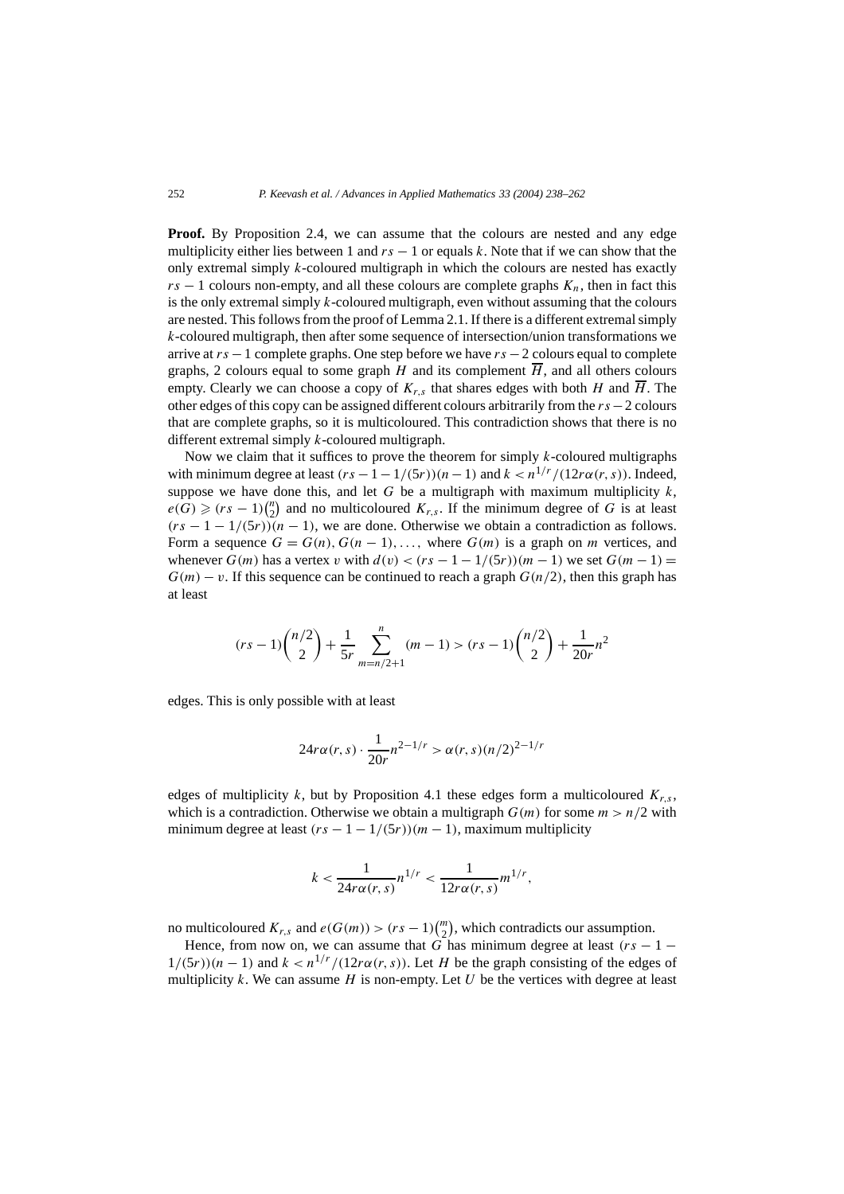**Proof.** By Proposition 2.4, we can assume that the colours are nested and any edge multiplicity either lies between 1 and $rs - 1$ or equals $k$. Note that if we can show that the only extremal simply $k$-coloured multigraph in which the colours are nested has exactly $rs - 1$ colours non-empty, and all these colours are complete graphs $K_n$, then in fact this is the only extremal simply $k$-coloured multigraph, even without assuming that the colours are nested. This follows from the proof of Lemma 2.1. If there is a different extremal simply $k$-coloured multigraph, then after some sequence of intersection/union transformations we arrive at $rs - 1$ complete graphs. One step before we have $rs - 2$ colours equal to complete graphs, 2 colours equal to some graph $H$ and its complement $\overline{H}$, and all others colours empty. Clearly we can choose a copy of $K_{r,s}$ that shares edges with both $H$ and $\overline{H}$. The other edges of this copy can be assigned different colours arbitrarily from the $rs - 2$ colours that are complete graphs, so it is multicoloured. This contradiction shows that there is no different extremal simply $k$-coloured multigraph.

Now we claim that it suffices to prove the theorem for simply $k$-coloured multigraphs with minimum degree at least $(rs - 1 - 1/(5r))(n - 1)$ and $k < n^{1/r}/(12r\alpha(r, s))$. Indeed, suppose we have done this, and let $G$ be a multigraph with maximum multiplicity $k$, $e(G) \geqslant (rs - 1)\binom{n}{2}$ and no multicoloured $K_{r,s}$. If the minimum degree of $G$ is at least $(rs - 1 - 1/(5r))(n - 1)$, we are done. Otherwise we obtain a contradiction as follows. Form a sequence $G = G(n), G(n - 1), \ldots,$ where $G(m)$ is a graph on $m$ vertices, and whenever $G(m)$ has a vertex $v$ with $d(v) < (rs - 1 - 1/(5r))(m - 1)$ we set $G(m - 1) = G(m) - v$. If this sequence can be continued to reach a graph $G(n/2)$, then this graph has at least

$$(rs - 1)\binom{n/2}{2} + \frac{1}{5r}\sum_{m=n/2+1}^{n}(m - 1) > (rs - 1)\binom{n/2}{2} + \frac{1}{20r}n^2$$

edges. This is only possible with at least

$$24r\alpha(r, s) \cdot \frac{1}{20r}n^{2-1/r} > \alpha(r, s)(n/2)^{2-1/r}$$

edges of multiplicity $k$, but by Proposition 4.1 these edges form a multicoloured $K_{r,s}$, which is a contradiction. Otherwise we obtain a multigraph $G(m)$ for some $m > n/2$ with minimum degree at least $(rs - 1 - 1/(5r))(m - 1)$, maximum multiplicity

$$k < \frac{1}{24r\alpha(r, s)}n^{1/r} < \frac{1}{12r\alpha(r, s)}m^{1/r},$$

no multicoloured $K_{r,s}$ and $e(G(m)) > (rs - 1)\binom{m}{2}$, which contradicts our assumption.

Hence, from now on, we can assume that $G$ has minimum degree at least $(rs - 1 - 1/(5r))(n - 1)$ and $k < n^{1/r}/(12r\alpha(r, s))$. Let $H$ be the graph consisting of the edges of multiplicity $k$. We can assume $H$ is non-empty. Let $U$ be the vertices with degree at least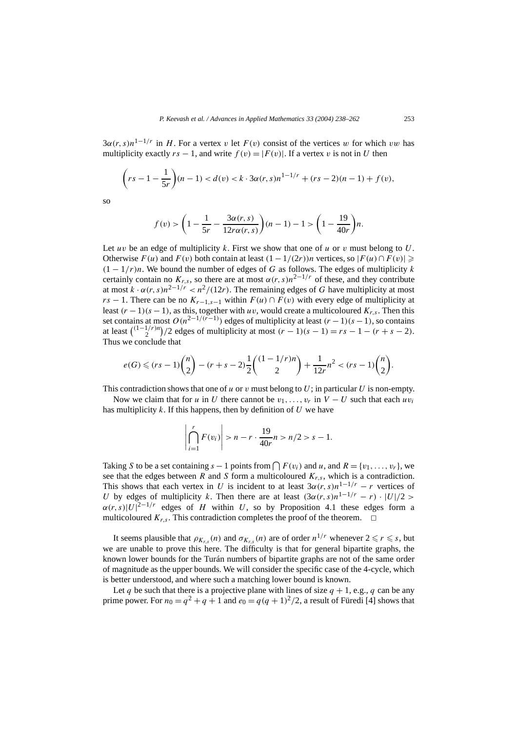$3\alpha(r,s)n^{1-1/r}$ in $H$. For a vertex $v$ let $F(v)$ consist of the vertices $w$ for which $vw$ has multiplicity exactly $rs-1$, and write $f(v) = |F(v)|$. If a vertex $v$ is not in $U$ then

$$\left(rs - 1 - \frac{1}{5r}\right)(n-1) < d(v) < k \cdot 3\alpha(r,s)n^{1-1/r} + (rs-2)(n-1) + f(v),$$

so

$$f(v) > \left(1 - \frac{1}{5r} - \frac{3\alpha(r,s)}{12r\alpha(r,s)}\right)(n-1) - 1 > \left(1 - \frac{19}{40r}\right)n.$$

Let $uv$ be an edge of multiplicity $k$. First we show that one of $u$ or $v$ must belong to $U$. Otherwise $F(u)$ and $F(v)$ both contain at least $(1 - 1/(2r))n$ vertices, so $|F(u) \cap F(v)| \geqslant (1 - 1/r)n$. We bound the number of edges of $G$ as follows. The edges of multiplicity $k$ certainly contain no $K_{r,s}$, so there are at most $\alpha(r,s)n^{2-1/r}$ of these, and they contribute at most $k \cdot \alpha(r,s)n^{2-1/r} < n^2/(12r)$. The remaining edges of $G$ have multiplicity at most $rs-1$. There can be no $K_{r-1,s-1}$ within $F(u) \cap F(v)$ with every edge of multiplicity at least $(r-1)(s-1)$, as this, together with $uv$, would create a multicoloured $K_{r,s}$. Then this set contains at most $O(n^{2-1/(r-1)})$ edges of multiplicity at least $(r-1)(s-1)$, so contains at least $\binom{(1-1/r)n}{2}/2$ edges of multiplicity at most $(r-1)(s-1) = rs - 1 - (r+s-2)$. Thus we conclude that

$$e(G) \leqslant (rs-1)\binom{n}{2} - (r+s-2)\frac{1}{2}\binom{(1-1/r)n}{2} + \frac{1}{12r}n^2 < (rs-1)\binom{n}{2}.$$

This contradiction shows that one of $u$ or $v$ must belong to $U$; in particular $U$ is non-empty.

Now we claim that for $u$ in $U$ there cannot be $v_1, \ldots, v_r$ in $V - U$ such that each $uv_i$ has multiplicity $k$. If this happens, then by definition of $U$ we have

$$\left|\bigcap_{i=1}^{r} F(v_i)\right| > n - r \cdot \frac{19}{40r}n > n/2 > s-1.$$

Taking $S$ to be a set containing $s-1$ points from $\bigcap F(v_i)$ and $u$, and $R = \{v_1, \ldots, v_r\}$, we see that the edges between $R$ and $S$ form a multicoloured $K_{r,s}$, which is a contradiction. This shows that each vertex in $U$ is incident to at least $3\alpha(r,s)n^{1-1/r} - r$ vertices of $U$ by edges of multiplicity $k$. Then there are at least $(3\alpha(r,s)n^{1-1/r} - r) \cdot |U|/2 > \alpha(r,s)|U|^{2-1/r}$ edges of $H$ within $U$, so by Proposition 4.1 these edges form a multicoloured $K_{r,s}$. This contradiction completes the proof of the theorem. □

It seems plausible that $\rho_{K_{r,s}}(n)$ and $\sigma_{K_{r,s}}(n)$ are of order $n^{1/r}$ whenever $2 \leqslant r \leqslant s$, but we are unable to prove this here. The difficulty is that for general bipartite graphs, the known lower bounds for the Turán numbers of bipartite graphs are not of the same order of magnitude as the upper bounds. We will consider the specific case of the 4-cycle, which is better understood, and where such a matching lower bound is known.

Let $q$ be such that there is a projective plane with lines of size $q+1$, e.g., $q$ can be any prime power. For $n_0 = q^2 + q + 1$ and $e_0 = q(q+1)^2/2$, a result of Füredi [4] shows that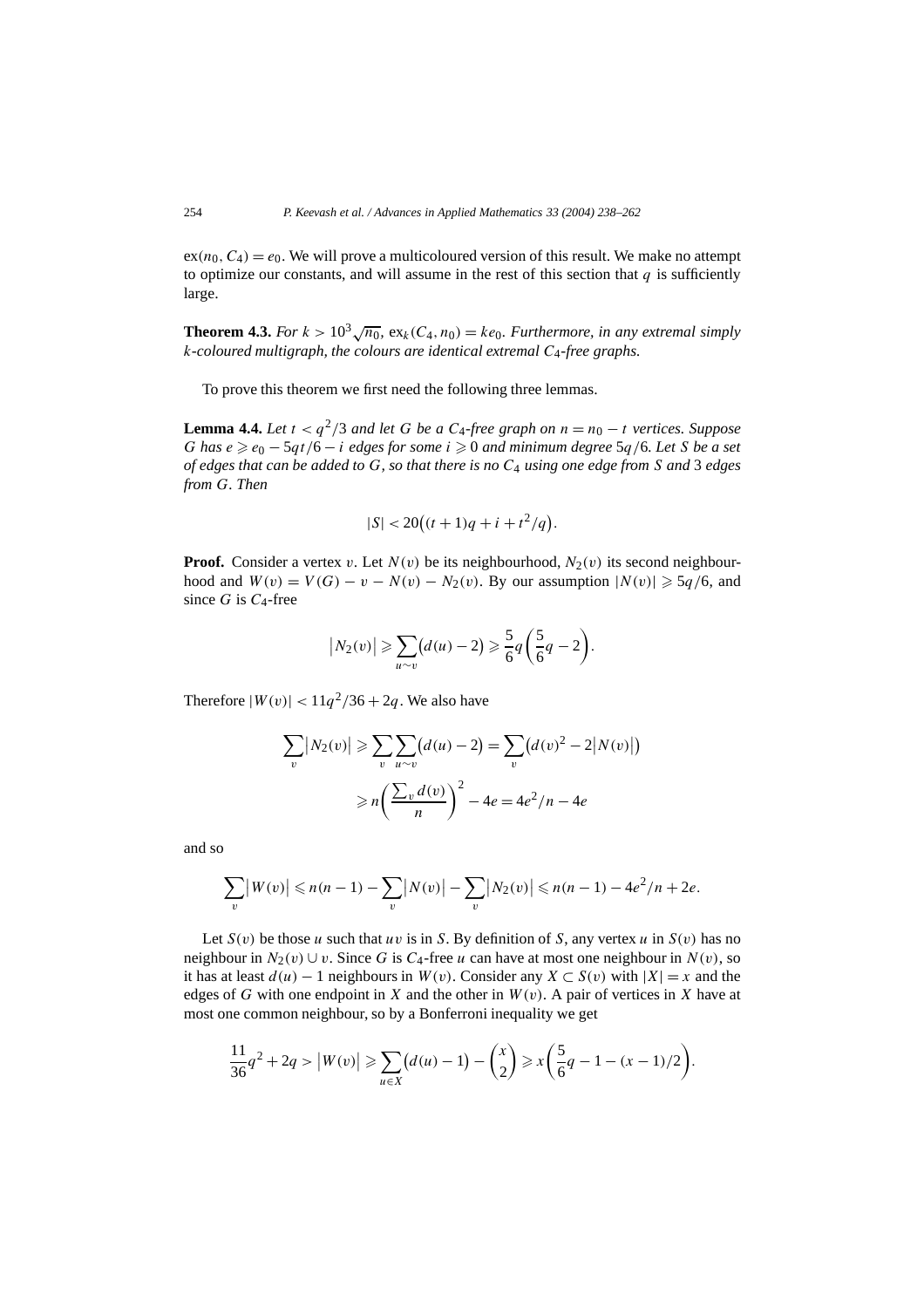$\mathrm{ex}(n_0, C_4) = e_0$. We will prove a multicoloured version of this result. We make no attempt to optimize our constants, and will assume in the rest of this section that $q$ is sufficiently large.

**Theorem 4.3.** *For $k > 10^3\sqrt{n_0}$, $\mathrm{ex}_k(C_4, n_0) = ke_0$. Furthermore, in any extremal simply $k$-coloured multigraph, the colours are identical extremal $C_4$-free graphs.*

To prove this theorem we first need the following three lemmas.

**Lemma 4.4.** *Let $t < q^2/3$ and let $G$ be a $C_4$-free graph on $n = n_0 - t$ vertices. Suppose $G$ has $e \geqslant e_0 - 5qt/6 - i$ edges for some $i \geqslant 0$ and minimum degree $5q/6$. Let $S$ be a set of edges that can be added to $G$, so that there is no $C_4$ using one edge from $S$ and 3 edges from $G$. Then*

$$|S| < 20\big((t+1)q + i + t^2/q\big).$$

**Proof.** Consider a vertex $v$. Let $N(v)$ be its neighbourhood, $N_2(v)$ its second neighbourhood and $W(v) = V(G) - v - N(v) - N_2(v)$. By our assumption $|N(v)| \geqslant 5q/6$, and since $G$ is $C_4$-free

$$\big|N_2(v)\big| \geqslant \sum_{u \sim v}\big(d(u) - 2\big) \geqslant \frac{5}{6}q\left(\frac{5}{6}q - 2\right).$$

Therefore $|W(v)| < 11q^2/36 + 2q$. We also have

$$\sum_v \big|N_2(v)\big| \geqslant \sum_v \sum_{u \sim v}\big(d(u) - 2\big) = \sum_v \big(d(v)^2 - 2\big|N(v)\big|\big)$$
$$\geqslant n\left(\frac{\sum_v d(v)}{n}\right)^2 - 4e = 4e^2/n - 4e$$

and so

$$\sum_v \big|W(v)\big| \leqslant n(n-1) - \sum_v \big|N(v)\big| - \sum_v \big|N_2(v)\big| \leqslant n(n-1) - 4e^2/n + 2e.$$

Let $S(v)$ be those $u$ such that $uv$ is in $S$. By definition of $S$, any vertex $u$ in $S(v)$ has no neighbour in $N_2(v) \cup v$. Since $G$ is $C_4$-free $u$ can have at most one neighbour in $N(v)$, so it has at least $d(u) - 1$ neighbours in $W(v)$. Consider any $X \subset S(v)$ with $|X| = x$ and the edges of $G$ with one endpoint in $X$ and the other in $W(v)$. A pair of vertices in $X$ have at most one common neighbour, so by a Bonferroni inequality we get

$$\frac{11}{36}q^2 + 2q > \big|W(v)\big| \geqslant \sum_{u \in X}\big(d(u) - 1\big) - \binom{x}{2} \geqslant x\left(\frac{5}{6}q - 1 - (x-1)/2\right).$$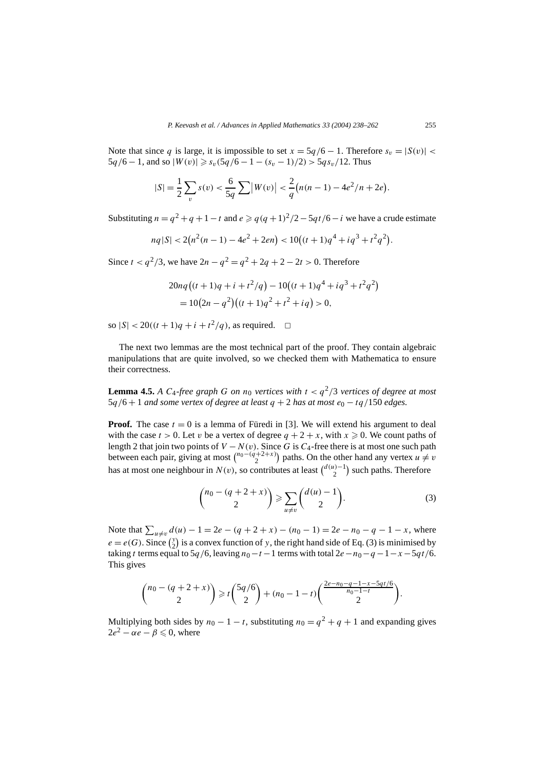Note that since $q$ is large, it is impossible to set $x = 5q/6 - 1$. Therefore $s_v = |S(v)| < 5q/6 - 1$, and so $|W(v)| \geqslant s_v(5q/6 - 1 - (s_v - 1)/2) > 5qs_v/12$. Thus

$$|S| = \frac{1}{2}\sum_v s(v) < \frac{6}{5q}\sum |W(v)| < \frac{2}{q}\big(n(n-1) - 4e^2/n + 2e\big).$$

Substituting $n = q^2 + q + 1 - t$ and $e \geqslant q(q+1)^2/2 - 5qt/6 - i$ we have a crude estimate

$$nq|S| < 2\big(n^2(n-1) - 4e^2 + 2en\big) < 10\big((t+1)q^4 + iq^3 + t^2q^2\big).$$

Since $t < q^2/3$, we have $2n - q^2 = q^2 + 2q + 2 - 2t > 0$. Therefore

$$\begin{aligned}
&20nq\big((t+1)q + i + t^2/q\big) - 10\big((t+1)q^4 + iq^3 + t^2q^2\big)\\
&\quad = 10\big(2n - q^2\big)\big((t+1)q^2 + t^2 + iq\big) > 0,
\end{aligned}$$

so $|S| < 20((t+1)q + i + t^2/q)$, as required. □

The next two lemmas are the most technical part of the proof. They contain algebraic manipulations that are quite involved, so we checked them with Mathematica to ensure their correctness.

**Lemma 4.5.** *A $C_4$-free graph $G$ on $n_0$ vertices with $t < q^2/3$ vertices of degree at most $5q/6 + 1$ and some vertex of degree at least $q + 2$ has at most $e_0 - tq/150$ edges.*

**Proof.** The case $t = 0$ is a lemma of Füredi in [3]. We will extend his argument to deal with the case $t > 0$. Let $v$ be a vertex of degree $q + 2 + x$, with $x \geqslant 0$. We count paths of length 2 that join two points of $V - N(v)$. Since $G$ is $C_4$-free there is at most one such path between each pair, giving at most $\binom{n_0-(q+2+x)}{2}$ paths. On the other hand any vertex $u \neq v$ has at most one neighbour in $N(v)$, so contributes at least $\binom{d(u)-1}{2}$ such paths. Therefore

$$\binom{n_0 - (q+2+x)}{2} \geqslant \sum_{u \neq v}\binom{d(u)-1}{2}. \tag{3}$$

Note that $\sum_{u\neq v} d(u) - 1 = 2e - (q+2+x) - (n_0 - 1) = 2e - n_0 - q - 1 - x$, where $e = e(G)$. Since $\binom{y}{2}$ is a convex function of $y$, the right hand side of Eq. (3) is minimised by taking $t$ terms equal to $5q/6$, leaving $n_0 - t - 1$ terms with total $2e - n_0 - q - 1 - x - 5qt/6$. This gives

$$\binom{n_0 - (q+2+x)}{2} \geqslant t\binom{5q/6}{2} + (n_0 - 1 - t)\binom{\frac{2e - n_0 - q - 1 - x - 5qt/6}{n_0 - 1 - t}}{2}.$$

Multiplying both sides by $n_0 - 1 - t$, substituting $n_0 = q^2 + q + 1$ and expanding gives $2e^2 - \alpha e - \beta \leqslant 0$, where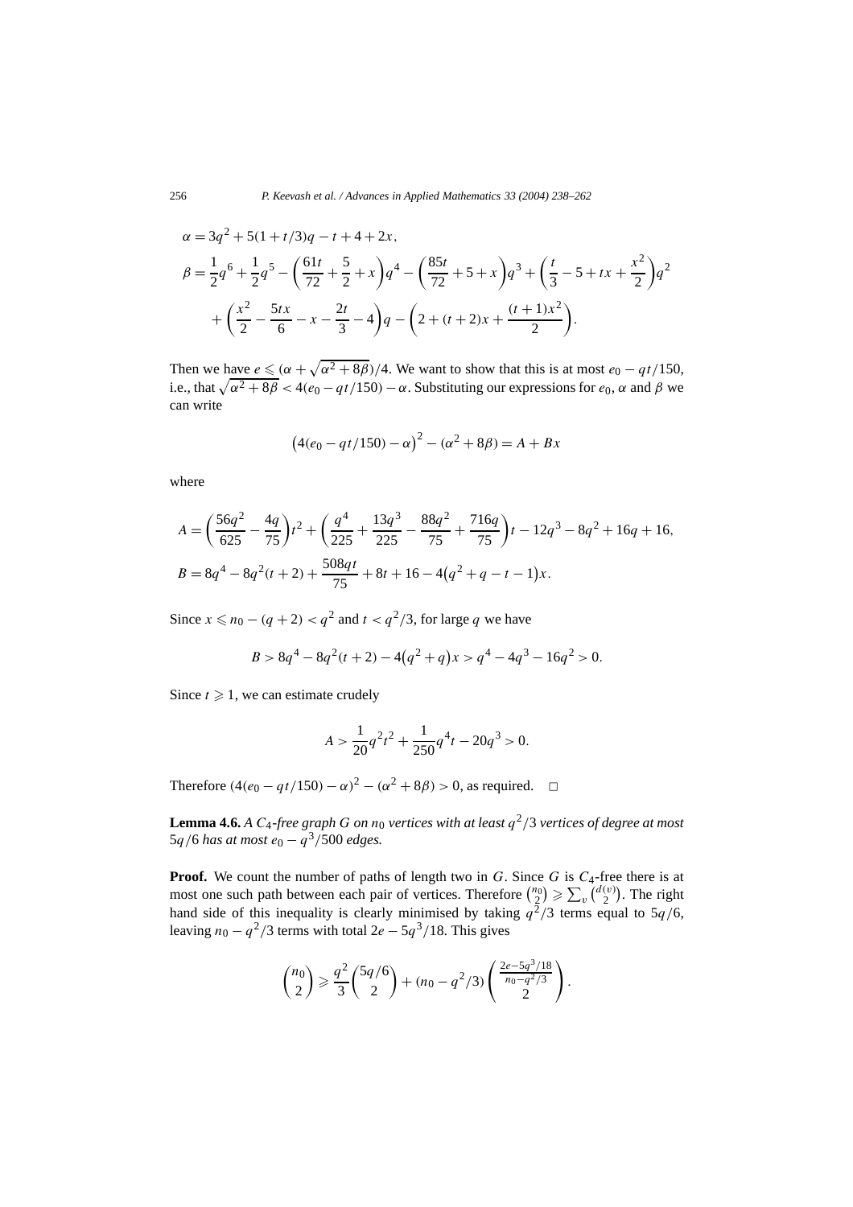$$\alpha = 3q^2 + 5(1 + t/3)q - t + 4 + 2x,$$

$$\beta = \frac{1}{2}q^6 + \frac{1}{2}q^5 - \left(\frac{61t}{72} + \frac{5}{2} + x\right)q^4 - \left(\frac{85t}{72} + 5 + x\right)q^3 + \left(\frac{t}{3} - 5 + tx + \frac{x^2}{2}\right)q^2 + \left(\frac{x^2}{2} - \frac{5tx}{6} - x - \frac{2t}{3} - 4\right)q - \left(2 + (t+2)x + \frac{(t+1)x^2}{2}\right).$$

Then we have $e \leqslant (\alpha + \sqrt{\alpha^2 + 8\beta})/4$. We want to show that this is at most $e_0 - qt/150$, i.e., that $\sqrt{\alpha^2 + 8\beta} < 4(e_0 - qt/150) - \alpha$. Substituting our expressions for $e_0$, $\alpha$ and $\beta$ we can write

$$\big(4(e_0 - qt/150) - \alpha\big)^2 - (\alpha^2 + 8\beta) = A + Bx$$

where

$$A = \left(\frac{56q^2}{625} - \frac{4q}{75}\right)t^2 + \left(\frac{q^4}{225} + \frac{13q^3}{225} - \frac{88q^2}{75} + \frac{716q}{75}\right)t - 12q^3 - 8q^2 + 16q + 16,$$

$$B = 8q^4 - 8q^2(t+2) + \frac{508qt}{75} + 8t + 16 - 4\big(q^2 + q - t - 1\big)x.$$

Since $x \leqslant n_0 - (q+2) < q^2$ and $t < q^2/3$, for large $q$ we have

$$B > 8q^4 - 8q^2(t+2) - 4\big(q^2 + q\big)x > q^4 - 4q^3 - 16q^2 > 0.$$

Since $t \geqslant 1$, we can estimate crudely

$$A > \frac{1}{20}q^2t^2 + \frac{1}{250}q^4 t - 20q^3 > 0.$$

Therefore $(4(e_0 - qt/150) - \alpha)^2 - (\alpha^2 + 8\beta) > 0$, as required. $\square$

**Lemma 4.6.** *A $C_4$-free graph $G$ on $n_0$ vertices with at least $q^2/3$ vertices of degree at most $5q/6$ has at most $e_0 - q^3/500$ edges.*

**Proof.** We count the number of paths of length two in $G$. Since $G$ is $C_4$-free there is at most one such path between each pair of vertices. Therefore $\binom{n_0}{2} \geqslant \sum_v \binom{d(v)}{2}$. The right hand side of this inequality is clearly minimised by taking $q^2/3$ terms equal to $5q/6$, leaving $n_0 - q^2/3$ terms with total $2e - 5q^3/18$. This gives

$$\binom{n_0}{2} \geqslant \frac{q^2}{3}\binom{5q/6}{2} + (n_0 - q^2/3)\binom{\frac{2e - 5q^3/18}{n_0 - q^2/3}}{2}.$$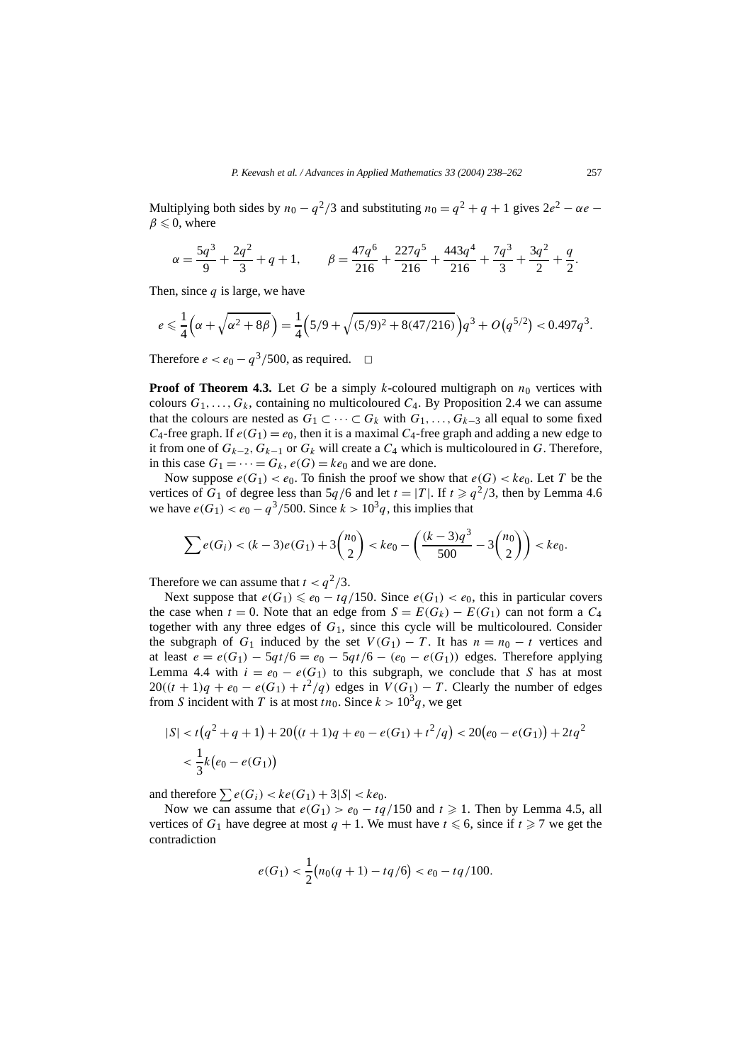Multiplying both sides by $n_0 - q^2/3$ and substituting $n_0 = q^2 + q + 1$ gives $2e^2 - \alpha e - \beta \leqslant 0$, where

$$\alpha = \frac{5q^3}{9} + \frac{2q^2}{3} + q + 1, \qquad \beta = \frac{47q^6}{216} + \frac{227q^5}{216} + \frac{443q^4}{216} + \frac{7q^3}{3} + \frac{3q^2}{2} + \frac{q}{2}.$$

Then, since $q$ is large, we have

$$e \leqslant \frac{1}{4}\Big(\alpha + \sqrt{\alpha^2 + 8\beta}\Big) = \frac{1}{4}\Big(5/9 + \sqrt{(5/9)^2 + 8(47/216)}\Big)q^3 + O\big(q^{5/2}\big) < 0.497q^3.$$

Therefore $e < e_0 - q^3/500$, as required. $\square$

**Proof of Theorem 4.3.** Let $G$ be a simply $k$-coloured multigraph on $n_0$ vertices with colours $G_1, \ldots, G_k$, containing no multicoloured $C_4$. By Proposition 2.4 we can assume that the colours are nested as $G_1 \subset \cdots \subset G_k$ with $G_1, \ldots, G_{k-3}$ all equal to some fixed $C_4$-free graph. If $e(G_1) = e_0$, then it is a maximal $C_4$-free graph and adding a new edge to it from one of $G_{k-2}, G_{k-1}$ or $G_k$ will create a $C_4$ which is multicoloured in $G$. Therefore, in this case $G_1 = \cdots = G_k$, $e(G) = ke_0$ and we are done.

Now suppose $e(G_1) < e_0$. To finish the proof we show that $e(G) < ke_0$. Let $T$ be the vertices of $G_1$ of degree less than $5q/6$ and let $t = |T|$. If $t \geqslant q^2/3$, then by Lemma 4.6 we have $e(G_1) < e_0 - q^3/500$. Since $k > 10^3 q$, this implies that

$$\sum e(G_i) < (k-3)e(G_1) + 3\binom{n_0}{2} < ke_0 - \left(\frac{(k-3)q^3}{500} - 3\binom{n_0}{2}\right) < ke_0.$$

Therefore we can assume that $t < q^2/3$.

Next suppose that $e(G_1) \leqslant e_0 - tq/150$. Since $e(G_1) < e_0$, this in particular covers the case when $t = 0$. Note that an edge from $S = E(G_k) - E(G_1)$ can not form a $C_4$ together with any three edges of $G_1$, since this cycle will be multicoloured. Consider the subgraph of $G_1$ induced by the set $V(G_1) - T$. It has $n = n_0 - t$ vertices and at least $e = e(G_1) - 5qt/6 = e_0 - 5qt/6 - (e_0 - e(G_1))$ edges. Therefore applying Lemma 4.4 with $i = e_0 - e(G_1)$ to this subgraph, we conclude that $S$ has at most $20((t+1)q + e_0 - e(G_1) + t^2/q)$ edges in $V(G_1) - T$. Clearly the number of edges from $S$ incident with $T$ is at most $tn_0$. Since $k > 10^3 q$, we get

$$\begin{aligned}
|S| &< t\big(q^2 + q + 1\big) + 20\big((t+1)q + e_0 - e(G_1) + t^2/q\big) < 20\big(e_0 - e(G_1)\big) + 2tq^2 \\
&< \frac{1}{3}k\big(e_0 - e(G_1)\big)
\end{aligned}$$

and therefore $\sum e(G_i) < ke(G_1) + 3|S| < ke_0$.

Now we can assume that $e(G_1) > e_0 - tq/150$ and $t \geqslant 1$. Then by Lemma 4.5, all vertices of $G_1$ have degree at most $q + 1$. We must have $t \leqslant 6$, since if $t \geqslant 7$ we get the contradiction

$$e(G_1) < \frac{1}{2}\big(n_0(q+1) - tq/6\big) < e_0 - tq/100.$$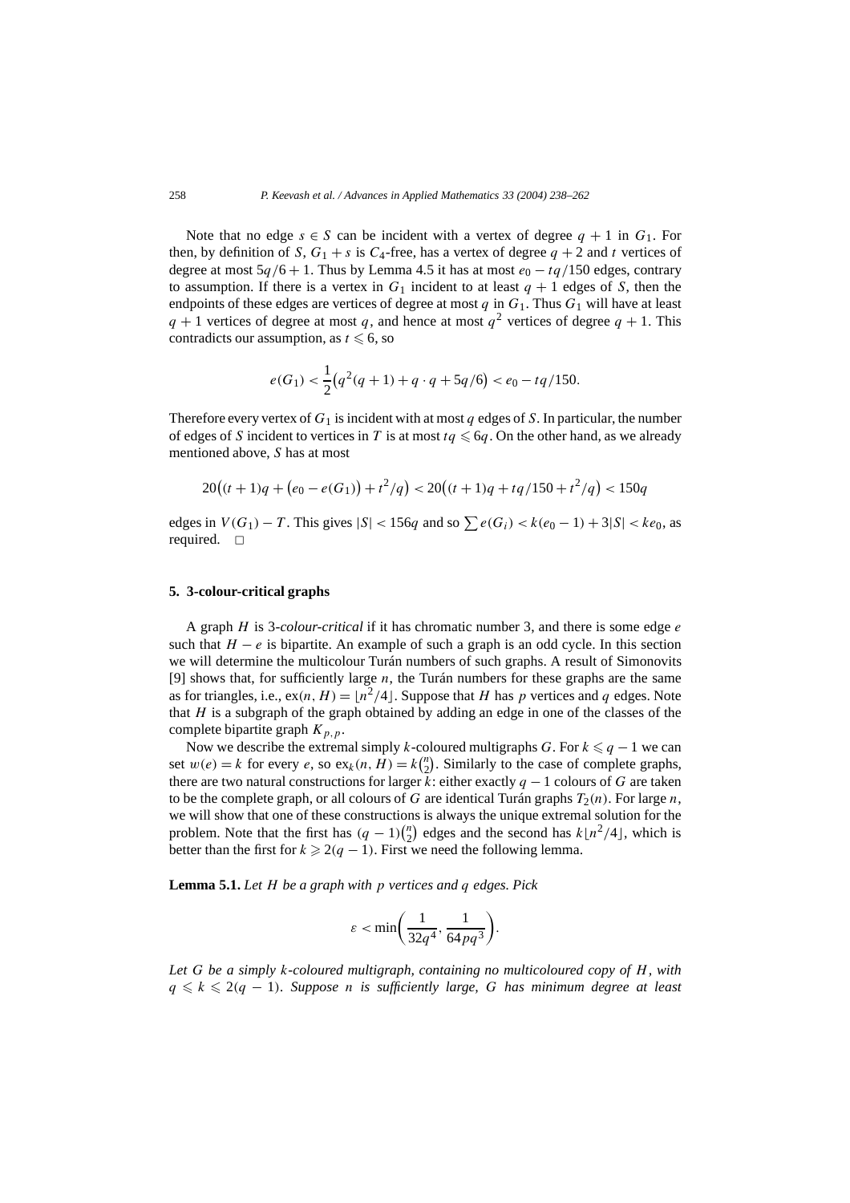Note that no edge $s \in S$ can be incident with a vertex of degree $q+1$ in $G_1$. For then, by definition of $S$, $G_1 + s$ is $C_4$-free, has a vertex of degree $q+2$ and $t$ vertices of degree at most $5q/6 + 1$. Thus by Lemma 4.5 it has at most $e_0 - tq/150$ edges, contrary to assumption. If there is a vertex in $G_1$ incident to at least $q+1$ edges of $S$, then the endpoints of these edges are vertices of degree at most $q$ in $G_1$. Thus $G_1$ will have at least $q+1$ vertices of degree at most $q$, and hence at most $q^2$ vertices of degree $q+1$. This contradicts our assumption, as $t \leqslant 6$, so

$$e(G_1) < \frac{1}{2}\big(q^2(q+1) + q \cdot q + 5q/6\big) < e_0 - tq/150.$$

Therefore every vertex of $G_1$ is incident with at most $q$ edges of $S$. In particular, the number of edges of $S$ incident to vertices in $T$ is at most $tq \leqslant 6q$. On the other hand, as we already mentioned above, $S$ has at most

$$20\big((t+1)q + \big(e_0 - e(G_1)\big) + t^2/q\big) < 20\big((t+1)q + tq/150 + t^2/q\big) < 150q$$

edges in $V(G_1) - T$. This gives $|S| < 156q$ and so $\sum e(G_i) < k(e_0 - 1) + 3|S| < ke_0$, as required. $\square$

## 5. 3-colour-critical graphs

A graph $H$ is *3-colour-critical* if it has chromatic number 3, and there is some edge $e$ such that $H - e$ is bipartite. An example of such a graph is an odd cycle. In this section we will determine the multicolour Turán numbers of such graphs. A result of Simonovits [9] shows that, for sufficiently large $n$, the Turán numbers for these graphs are the same as for triangles, i.e., $\mathrm{ex}(n, H) = \lfloor n^2/4 \rfloor$. Suppose that $H$ has $p$ vertices and $q$ edges. Note that $H$ is a subgraph of the graph obtained by adding an edge in one of the classes of the complete bipartite graph $K_{p,p}$.

Now we describe the extremal simply $k$-coloured multigraphs $G$. For $k \leqslant q-1$ we can set $w(e) = k$ for every $e$, so $\mathrm{ex}_k(n, H) = k\binom{n}{2}$. Similarly to the case of complete graphs, there are two natural constructions for larger $k$: either exactly $q-1$ colours of $G$ are taken to be the complete graph, or all colours of $G$ are identical Turán graphs $T_2(n)$. For large $n$, we will show that one of these constructions is always the unique extremal solution for the problem. Note that the first has $(q-1)\binom{n}{2}$ edges and the second has $k\lfloor n^2/4 \rfloor$, which is better than the first for $k \geqslant 2(q-1)$. First we need the following lemma.

**Lemma 5.1.** *Let $H$ be a graph with $p$ vertices and $q$ edges. Pick*

$$\varepsilon < \min\left(\frac{1}{32q^4}, \frac{1}{64pq^3}\right).$$

*Let $G$ be a simply $k$-coloured multigraph, containing no multicoloured copy of $H$, with $q \leqslant k \leqslant 2(q-1)$. Suppose $n$ is sufficiently large, $G$ has minimum degree at least*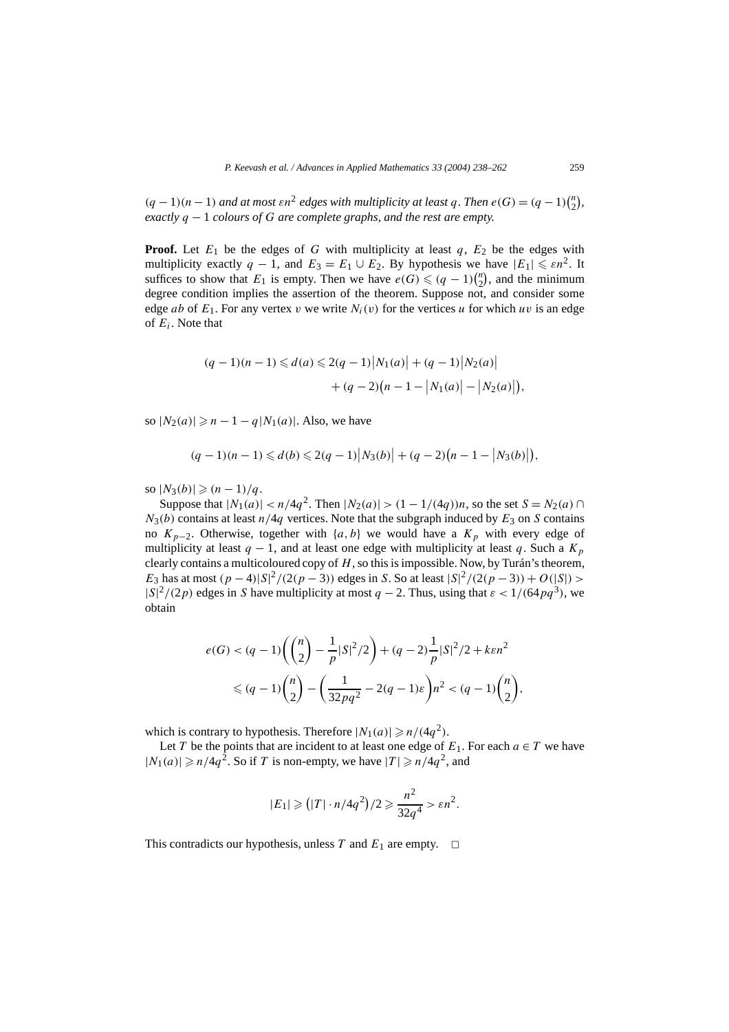$(q-1)(n-1)$ *and at most* $\varepsilon n^2$ *edges with multiplicity at least* $q$. *Then* $e(G) = (q-1)\binom{n}{2}$, *exactly* $q-1$ *colours of* $G$ *are complete graphs, and the rest are empty.*

**Proof.** Let $E_1$ be the edges of $G$ with multiplicity at least $q$, $E_2$ be the edges with multiplicity exactly $q-1$, and $E_3 = E_1 \cup E_2$. By hypothesis we have $|E_1| \leqslant \varepsilon n^2$. It suffices to show that $E_1$ is empty. Then we have $e(G) \leqslant (q-1)\binom{n}{2}$, and the minimum degree condition implies the assertion of the theorem. Suppose not, and consider some edge $ab$ of $E_1$. For any vertex $v$ we write $N_i(v)$ for the vertices $u$ for which $uv$ is an edge of $E_i$. Note that

$$(q-1)(n-1) \leqslant d(a) \leqslant 2(q-1)\left|N_1(a)\right| + (q-1)\left|N_2(a)\right| + (q-2)\left(n-1-\left|N_1(a)\right| - \left|N_2(a)\right|\right),$$

so $|N_2(a)| \geqslant n-1-q|N_1(a)|$. Also, we have

$$(q-1)(n-1) \leqslant d(b) \leqslant 2(q-1)\left|N_3(b)\right| + (q-2)\left(n-1-\left|N_3(b)\right|\right),$$

so $|N_3(b)| \geqslant (n-1)/q$.

Suppose that $|N_1(a)| < n/4q^2$. Then $|N_2(a)| > (1-1/(4q))n$, so the set $S = N_2(a) \cap N_3(b)$ contains at least $n/4q$ vertices. Note that the subgraph induced by $E_3$ on $S$ contains no $K_{p-2}$. Otherwise, together with $\{a,b\}$ we would have a $K_p$ with every edge of multiplicity at least $q-1$, and at least one edge with multiplicity at least $q$. Such a $K_p$ clearly contains a multicoloured copy of $H$, so this is impossible. Now, by Turán's theorem, $E_3$ has at most $(p-4)|S|^2/(2(p-3))$ edges in $S$. So at least $|S|^2/(2(p-3)) + O(|S|) > |S|^2/(2p)$ edges in $S$ have multiplicity at most $q-2$. Thus, using that $\varepsilon < 1/(64pq^3)$, we obtain

$$\begin{aligned}
e(G) &< (q-1)\left(\binom{n}{2} - \frac{1}{p}|S|^2/2\right) + (q-2)\frac{1}{p}|S|^2/2 + k\varepsilon n^2 \\
&\leqslant (q-1)\binom{n}{2} - \left(\frac{1}{32pq^2} - 2(q-1)\varepsilon\right)n^2 < (q-1)\binom{n}{2},
\end{aligned}$$

which is contrary to hypothesis. Therefore $|N_1(a)| \geqslant n/(4q^2)$.

Let $T$ be the points that are incident to at least one edge of $E_1$. For each $a \in T$ we have $|N_1(a)| \geqslant n/4q^2$. So if $T$ is non-empty, we have $|T| \geqslant n/4q^2$, and

$$|E_1| \geqslant \left(|T| \cdot n/4q^2\right)/2 \geqslant \frac{n^2}{32q^4} > \varepsilon n^2.$$

This contradicts our hypothesis, unless $T$ and $E_1$ are empty. $\square$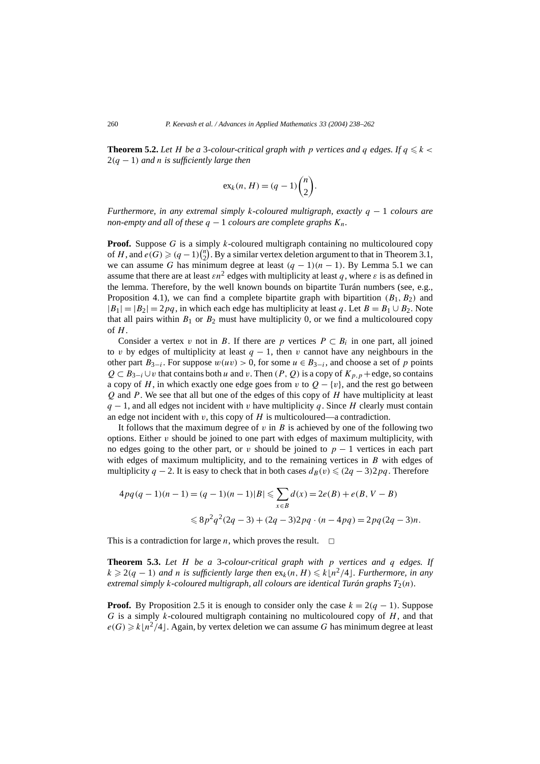**Theorem 5.2.** *Let $H$ be a 3-colour-critical graph with $p$ vertices and $q$ edges. If $q \leqslant k < 2(q-1)$ and $n$ is sufficiently large then*

$$\mathrm{ex}_k(n, H) = (q-1)\binom{n}{2}.$$

*Furthermore, in any extremal simply $k$-coloured multigraph, exactly $q-1$ colours are non-empty and all of these $q-1$ colours are complete graphs $K_n$.*

**Proof.** Suppose $G$ is a simply $k$-coloured multigraph containing no multicoloured copy of $H$, and $e(G) \geqslant (q-1)\binom{n}{2}$. By a similar vertex deletion argument to that in Theorem 3.1, we can assume $G$ has minimum degree at least $(q-1)(n-1)$. By Lemma 5.1 we can assume that there are at least $\varepsilon n^2$ edges with multiplicity at least $q$, where $\varepsilon$ is as defined in the lemma. Therefore, by the well known bounds on bipartite Turán numbers (see, e.g., Proposition 4.1), we can find a complete bipartite graph with bipartition $(B_1, B_2)$ and $|B_1| = |B_2| = 2pq$, in which each edge has multiplicity at least $q$. Let $B = B_1 \cup B_2$. Note that all pairs within $B_1$ or $B_2$ must have multiplicity 0, or we find a multicoloured copy of $H$.

Consider a vertex $v$ not in $B$. If there are $p$ vertices $P \subset B_i$ in one part, all joined to $v$ by edges of multiplicity at least $q-1$, then $v$ cannot have any neighbours in the other part $B_{3-i}$. For suppose $w(uv) > 0$, for some $u \in B_{3-i}$, and choose a set of $p$ points $Q \subset B_{3-i} \cup v$ that contains both $u$ and $v$. Then $(P, Q)$ is a copy of $K_{p,p}$ + edge, so contains a copy of $H$, in which exactly one edge goes from $v$ to $Q - \{v\}$, and the rest go between $Q$ and $P$. We see that all but one of the edges of this copy of $H$ have multiplicity at least $q-1$, and all edges not incident with $v$ have multiplicity $q$. Since $H$ clearly must contain an edge not incident with $v$, this copy of $H$ is multicoloured—a contradiction.

It follows that the maximum degree of $v$ in $B$ is achieved by one of the following two options. Either $v$ should be joined to one part with edges of maximum multiplicity, with no edges going to the other part, or $v$ should be joined to $p-1$ vertices in each part with edges of maximum multiplicity, and to the remaining vertices in $B$ with edges of multiplicity $q-2$. It is easy to check that in both cases $d_B(v) \leqslant (2q-3)2pq$. Therefore

$$\begin{aligned}
4pq(q-1)(n-1) = (q-1)(n-1)|B| &\leqslant \sum_{x \in B} d(x) = 2e(B) + e(B, V-B) \\
&\leqslant 8p^2q^2(2q-3) + (2q-3)2pq \cdot (n-4pq) = 2pq(2q-3)n.
\end{aligned}$$

This is a contradiction for large $n$, which proves the result. $\square$

**Theorem 5.3.** *Let $H$ be a 3-colour-critical graph with $p$ vertices and $q$ edges. If $k \geqslant 2(q-1)$ and $n$ is sufficiently large then $\mathrm{ex}_k(n, H) \leqslant k\lfloor n^2/4 \rfloor$. Furthermore, in any extremal simply $k$-coloured multigraph, all colours are identical Turán graphs $T_2(n)$.*

**Proof.** By Proposition 2.5 it is enough to consider only the case $k = 2(q-1)$. Suppose $G$ is a simply $k$-coloured multigraph containing no multicoloured copy of $H$, and that $e(G) \geqslant k\lfloor n^2/4 \rfloor$. Again, by vertex deletion we can assume $G$ has minimum degree at least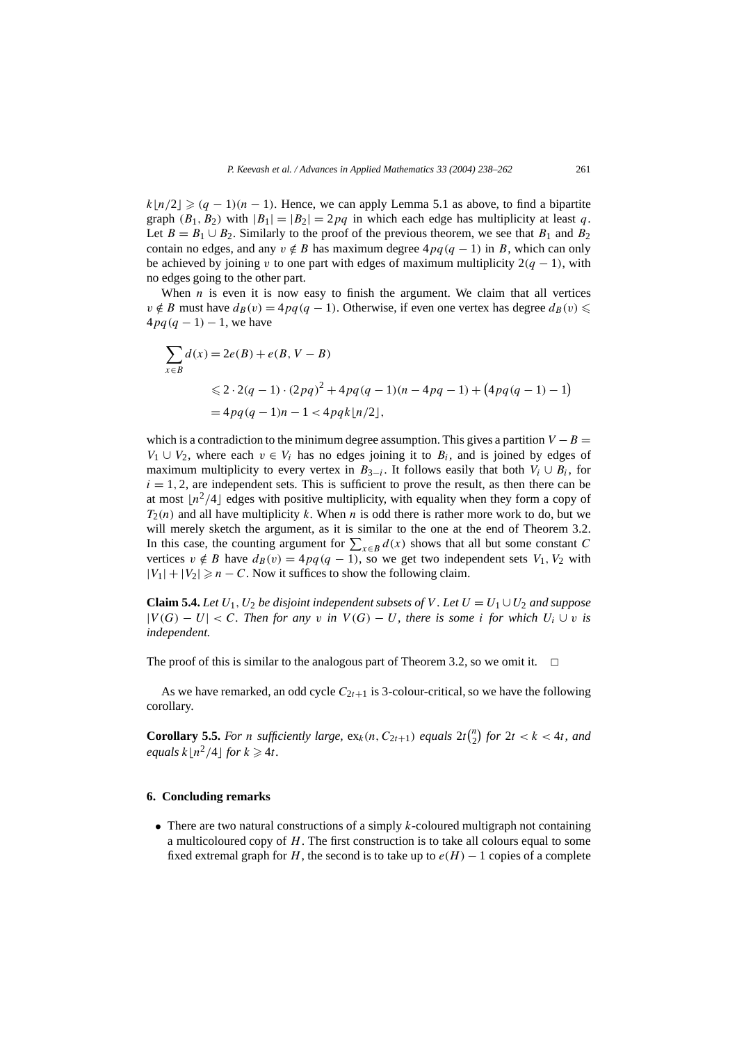$k\lfloor n/2 \rfloor \geqslant (q-1)(n-1)$. Hence, we can apply Lemma 5.1 as above, to find a bipartite graph $(B_1, B_2)$ with $|B_1| = |B_2| = 2pq$ in which each edge has multiplicity at least $q$. Let $B = B_1 \cup B_2$. Similarly to the proof of the previous theorem, we see that $B_1$ and $B_2$ contain no edges, and any $v \notin B$ has maximum degree $4pq(q-1)$ in $B$, which can only be achieved by joining $v$ to one part with edges of maximum multiplicity $2(q-1)$, with no edges going to the other part.

When $n$ is even it is now easy to finish the argument. We claim that all vertices $v \notin B$ must have $d_B(v) = 4pq(q-1)$. Otherwise, if even one vertex has degree $d_B(v) \leqslant 4pq(q-1) - 1$, we have

$$
\begin{aligned}
\sum_{x \in B} d(x) &= 2e(B) + e(B, V - B) \\
&\leqslant 2 \cdot 2(q-1) \cdot (2pq)^2 + 4pq(q-1)(n - 4pq - 1) + \big(4pq(q-1) - 1\big) \\
&= 4pq(q-1)n - 1 < 4pqk\lfloor n/2 \rfloor,
\end{aligned}
$$

which is a contradiction to the minimum degree assumption. This gives a partition $V - B = V_1 \cup V_2$, where each $v \in V_i$ has no edges joining it to $B_i$, and is joined by edges of maximum multiplicity to every vertex in $B_{3-i}$. It follows easily that both $V_i \cup B_i$, for $i = 1, 2$, are independent sets. This is sufficient to prove the result, as then there can be at most $\lfloor n^2/4 \rfloor$ edges with positive multiplicity, with equality when they form a copy of $T_2(n)$ and all have multiplicity $k$. When $n$ is odd there is rather more work to do, but we will merely sketch the argument, as it is similar to the one at the end of Theorem 3.2. In this case, the counting argument for $\sum_{x \in B} d(x)$ shows that all but some constant $C$ vertices $v \notin B$ have $d_B(v) = 4pq(q-1)$, so we get two independent sets $V_1, V_2$ with $|V_1| + |V_2| \geqslant n - C$. Now it suffices to show the following claim.

**Claim 5.4.** *Let $U_1, U_2$ be disjoint independent subsets of $V$. Let $U = U_1 \cup U_2$ and suppose $|V(G) - U| < C$. Then for any $v$ in $V(G) - U$, there is some $i$ for which $U_i \cup v$ is independent.*

The proof of this is similar to the analogous part of Theorem 3.2, so we omit it. □

As we have remarked, an odd cycle $C_{2t+1}$ is 3-colour-critical, so we have the following corollary.

**Corollary 5.5.** *For $n$ sufficiently large, $\mathrm{ex}_k(n, C_{2t+1})$ equals $2t\binom{n}{2}$ for $2t < k < 4t$, and equals $k\lfloor n^2/4 \rfloor$ for $k \geqslant 4t$.*

## 6. Concluding remarks

- There are two natural constructions of a simply $k$-coloured multigraph not containing a multicoloured copy of $H$. The first construction is to take all colours equal to some fixed extremal graph for $H$, the second is to take up to $e(H) - 1$ copies of a complete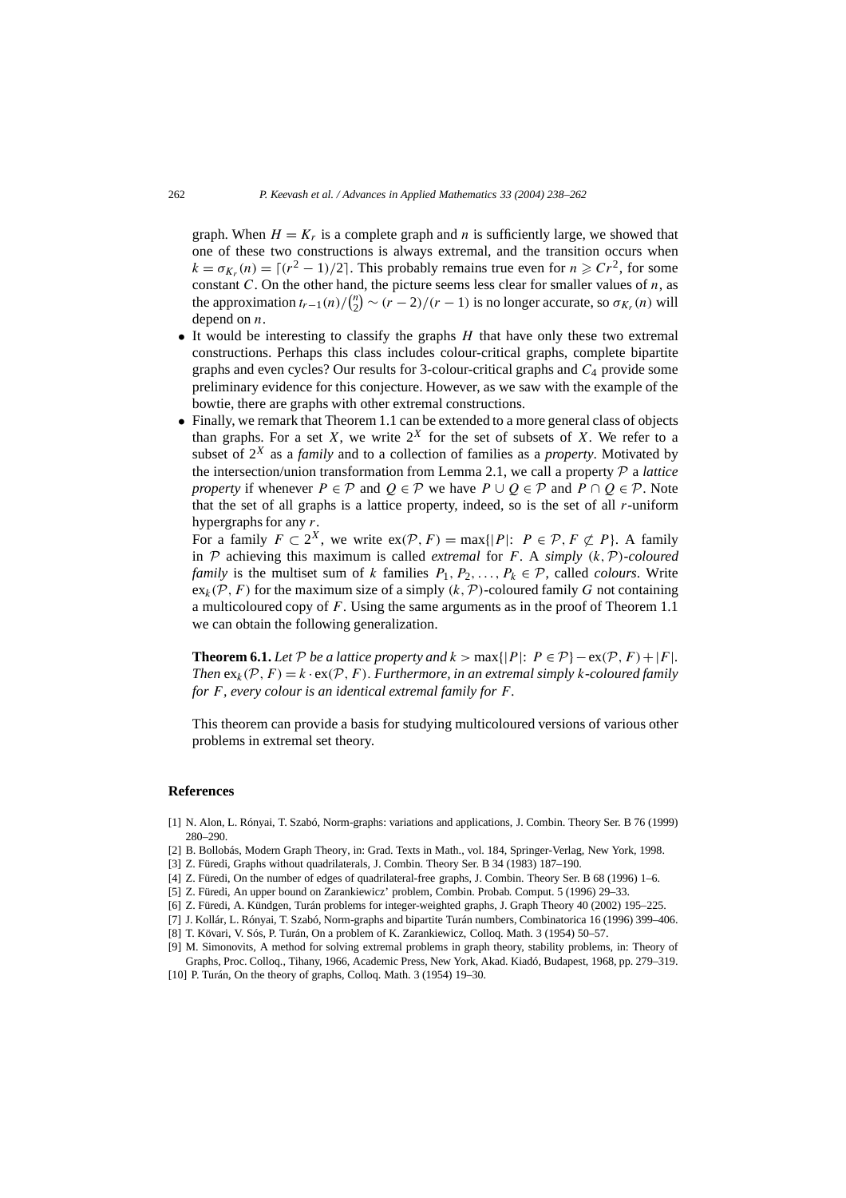graph. When $H = K_r$ is a complete graph and $n$ is sufficiently large, we showed that one of these two constructions is always extremal, and the transition occurs when $k = \sigma_{K_r}(n) = \lceil (r^2 - 1)/2 \rceil$. This probably remains true even for $n \geqslant Cr^2$, for some constant $C$. On the other hand, the picture seems less clear for smaller values of $n$, as the approximation $t_{r-1}(n)/\binom{n}{2} \sim (r-2)/(r-1)$ is no longer accurate, so $\sigma_{K_r}(n)$ will depend on $n$.

- It would be interesting to classify the graphs $H$ that have only these two extremal constructions. Perhaps this class includes colour-critical graphs, complete bipartite graphs and even cycles? Our results for 3-colour-critical graphs and $C_4$ provide some preliminary evidence for this conjecture. However, as we saw with the example of the bowtie, there are graphs with other extremal constructions.
- Finally, we remark that Theorem 1.1 can be extended to a more general class of objects than graphs. For a set $X$, we write $2^X$ for the set of subsets of $X$. We refer to a subset of $2^X$ as a *family* and to a collection of families as a *property*. Motivated by the intersection/union transformation from Lemma 2.1, we call a property $\mathcal{P}$ a *lattice property* if whenever $P \in \mathcal{P}$ and $Q \in \mathcal{P}$ we have $P \cup Q \in \mathcal{P}$ and $P \cap Q \in \mathcal{P}$. Note that the set of all graphs is a lattice property, indeed, so is the set of all $r$-uniform hypergraphs for any $r$.
  For a family $F \subset 2^X$, we write $\mathrm{ex}(\mathcal{P}, F) = \max\{|P|\colon\ P \in \mathcal{P}, F \not\subset P\}$. A family in $\mathcal{P}$ achieving this maximum is called *extremal* for $F$. A *simply* $(k, \mathcal{P})$*-coloured family* is the multiset sum of $k$ families $P_1, P_2, \ldots, P_k \in \mathcal{P}$, called *colours*. Write $\mathrm{ex}_k(\mathcal{P}, F)$ for the maximum size of a simply $(k, \mathcal{P})$-coloured family $G$ not containing a multicoloured copy of $F$. Using the same arguments as in the proof of Theorem 1.1 we can obtain the following generalization.

  **Theorem 6.1.** *Let $\mathcal{P}$ be a lattice property and $k > \max\{|P|\colon\ P \in \mathcal{P}\} - \mathrm{ex}(\mathcal{P}, F) + |F|$. Then $\mathrm{ex}_k(\mathcal{P}, F) = k \cdot \mathrm{ex}(\mathcal{P}, F)$. Furthermore, in an extremal simply $k$-coloured family for $F$, every colour is an identical extremal family for $F$.*

  This theorem can provide a basis for studying multicoloured versions of various other problems in extremal set theory.

## References

[1] N. Alon, L. Rónyai, T. Szabó, Norm-graphs: variations and applications, J. Combin. Theory Ser. B 76 (1999) 280–290.

[2] B. Bollobás, Modern Graph Theory, in: Grad. Texts in Math., vol. 184, Springer-Verlag, New York, 1998.

[3] Z. Füredi, Graphs without quadrilaterals, J. Combin. Theory Ser. B 34 (1983) 187–190.

[4] Z. Füredi, On the number of edges of quadrilateral-free graphs, J. Combin. Theory Ser. B 68 (1996) 1–6.

[5] Z. Füredi, An upper bound on Zarankiewicz' problem, Combin. Probab. Comput. 5 (1996) 29–33.

[6] Z. Füredi, A. Kündgen, Turán problems for integer-weighted graphs, J. Graph Theory 40 (2002) 195–225.

[7] J. Kollár, L. Rónyai, T. Szabó, Norm-graphs and bipartite Turán numbers, Combinatorica 16 (1996) 399–406.

[8] T. Kövari, V. Sós, P. Turán, On a problem of K. Zarankiewicz, Colloq. Math. 3 (1954) 50–57.

[9] M. Simonovits, A method for solving extremal problems in graph theory, stability problems, in: Theory of Graphs, Proc. Colloq., Tihany, 1966, Academic Press, New York, Akad. Kiadó, Budapest, 1968, pp. 279–319.

[10] P. Turán, On the theory of graphs, Colloq. Math. 3 (1954) 19–30.